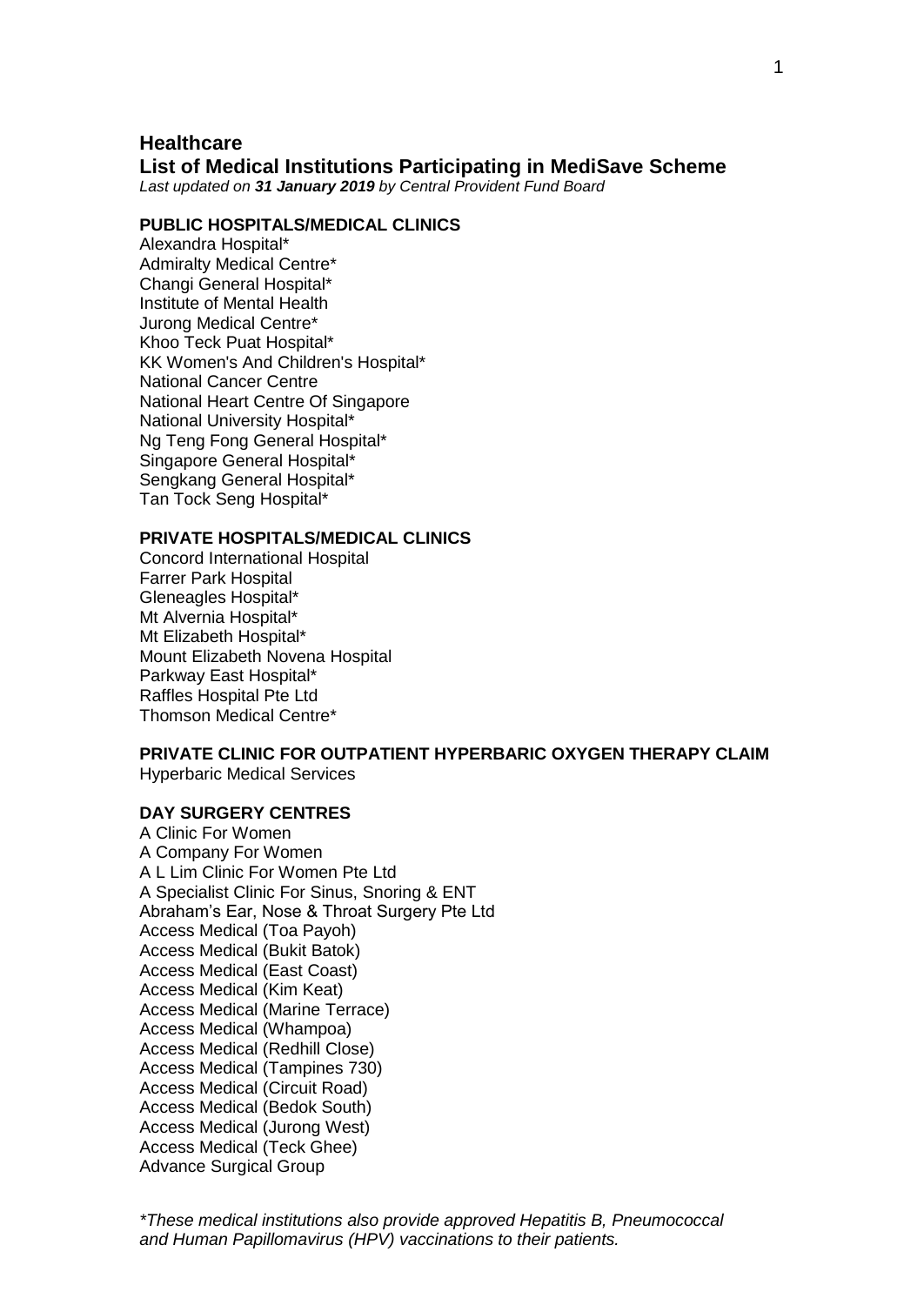# Healthcare

## List of Medical Institutions Participating in MediSave Scheme

*Last updated on **31 January 2019** by Central Provident Fund Board*

### PUBLIC HOSPITALS/MEDICAL CLINICS

Alexandra Hospital*
Admiralty Medical Centre*
Changi General Hospital*
Institute of Mental Health
Jurong Medical Centre*
Khoo Teck Puat Hospital*
KK Women's And Children's Hospital*
National Cancer Centre
National Heart Centre Of Singapore
National University Hospital*
Ng Teng Fong General Hospital*
Singapore General Hospital*
Sengkang General Hospital*
Tan Tock Seng Hospital*

### PRIVATE HOSPITALS/MEDICAL CLINICS

Concord International Hospital
Farrer Park Hospital
Gleneagles Hospital*
Mt Alvernia Hospital*
Mt Elizabeth Hospital*
Mount Elizabeth Novena Hospital
Parkway East Hospital*
Raffles Hospital Pte Ltd
Thomson Medical Centre*

### PRIVATE CLINIC FOR OUTPATIENT HYPERBARIC OXYGEN THERAPY CLAIM

Hyperbaric Medical Services

### DAY SURGERY CENTRES

A Clinic For Women
A Company For Women
A L Lim Clinic For Women Pte Ltd
A Specialist Clinic For Sinus, Snoring & ENT
Abraham's Ear, Nose & Throat Surgery Pte Ltd
Access Medical (Toa Payoh)
Access Medical (Bukit Batok)
Access Medical (East Coast)
Access Medical (Kim Keat)
Access Medical (Marine Terrace)
Access Medical (Whampoa)
Access Medical (Redhill Close)
Access Medical (Tampines 730)
Access Medical (Circuit Road)
Access Medical (Bedok South)
Access Medical (Jurong West)
Access Medical (Teck Ghee)
Advance Surgical Group

*\*These medical institutions also provide approved Hepatitis B, Pneumococcal and Human Papillomavirus (HPV) vaccinations to their patients.*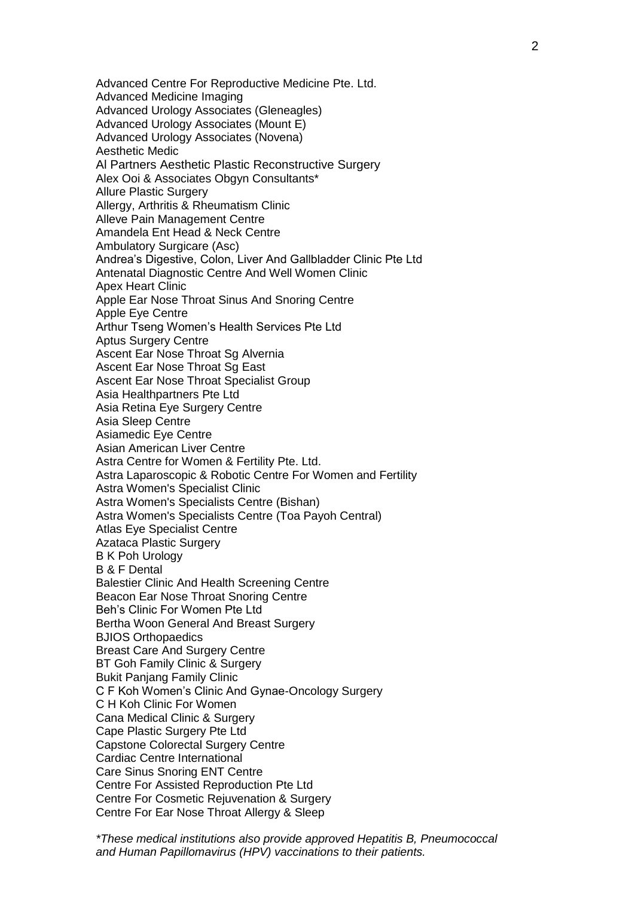Advanced Centre For Reproductive Medicine Pte. Ltd.
Advanced Medicine Imaging
Advanced Urology Associates (Gleneagles)
Advanced Urology Associates (Mount E)
Advanced Urology Associates (Novena)
Aesthetic Medic
Al Partners Aesthetic Plastic Reconstructive Surgery
Alex Ooi & Associates Obgyn Consultants*
Allure Plastic Surgery
Allergy, Arthritis & Rheumatism Clinic
Alleve Pain Management Centre
Amandela Ent Head & Neck Centre
Ambulatory Surgicare (Asc)
Andrea's Digestive, Colon, Liver And Gallbladder Clinic Pte Ltd
Antenatal Diagnostic Centre And Well Women Clinic
Apex Heart Clinic
Apple Ear Nose Throat Sinus And Snoring Centre
Apple Eye Centre
Arthur Tseng Women's Health Services Pte Ltd
Aptus Surgery Centre
Ascent Ear Nose Throat Sg Alvernia
Ascent Ear Nose Throat Sg East
Ascent Ear Nose Throat Specialist Group
Asia Healthpartners Pte Ltd
Asia Retina Eye Surgery Centre
Asia Sleep Centre
Asiamedic Eye Centre
Asian American Liver Centre
Astra Centre for Women & Fertility Pte. Ltd.
Astra Laparoscopic & Robotic Centre For Women and Fertility
Astra Women's Specialist Clinic
Astra Women's Specialists Centre (Bishan)
Astra Women's Specialists Centre (Toa Payoh Central)
Atlas Eye Specialist Centre
Azataca Plastic Surgery
B K Poh Urology
B & F Dental
Balestier Clinic And Health Screening Centre
Beacon Ear Nose Throat Snoring Centre
Beh's Clinic For Women Pte Ltd
Bertha Woon General And Breast Surgery
BJIOS Orthopaedics
Breast Care And Surgery Centre
BT Goh Family Clinic & Surgery
Bukit Panjang Family Clinic
C F Koh Women's Clinic And Gynae-Oncology Surgery
C H Koh Clinic For Women
Cana Medical Clinic & Surgery
Cape Plastic Surgery Pte Ltd
Capstone Colorectal Surgery Centre
Cardiac Centre International
Care Sinus Snoring ENT Centre
Centre For Assisted Reproduction Pte Ltd
Centre For Cosmetic Rejuvenation & Surgery
Centre For Ear Nose Throat Allergy & Sleep

*\*These medical institutions also provide approved Hepatitis B, Pneumococcal and Human Papillomavirus (HPV) vaccinations to their patients.*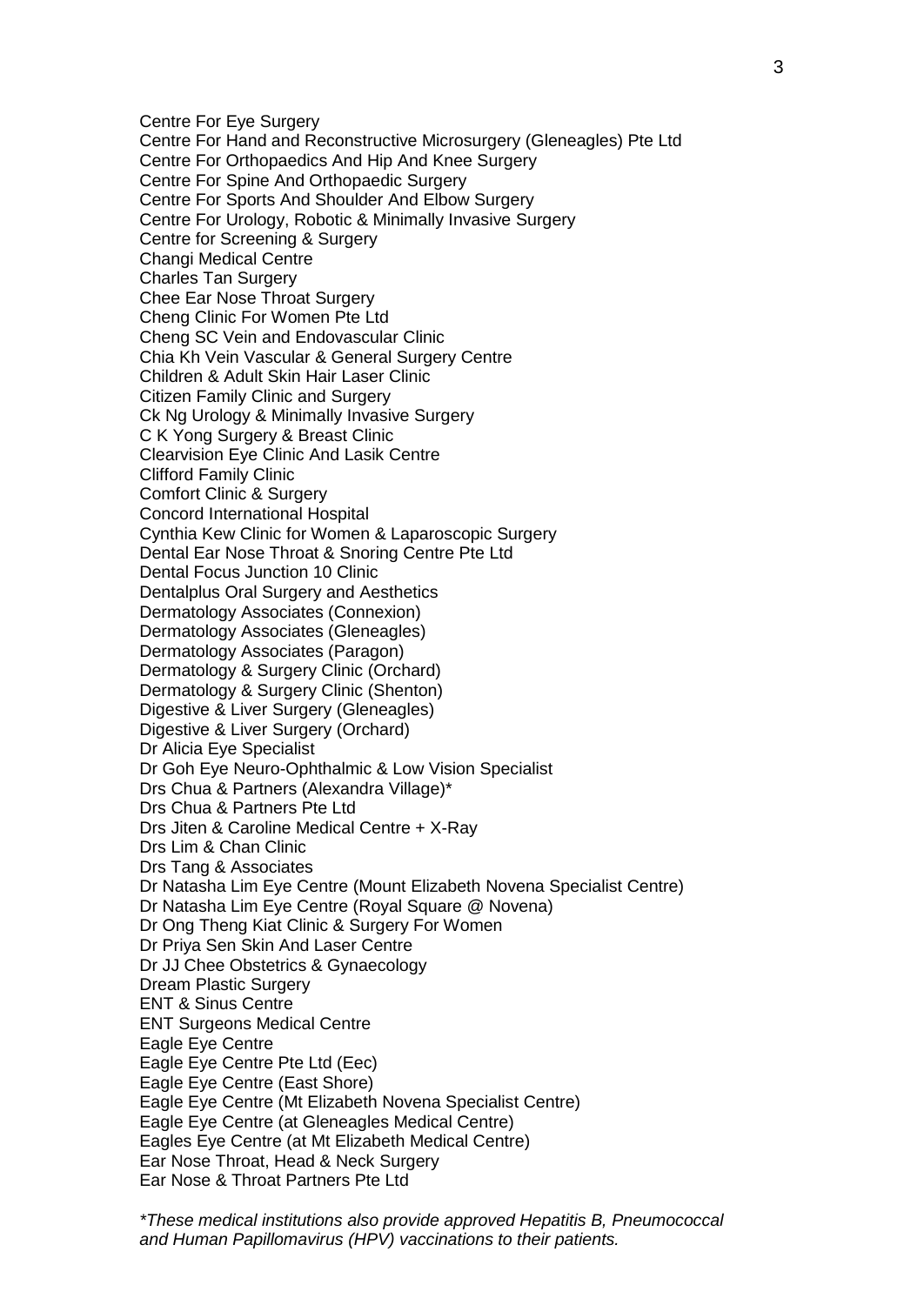Centre For Eye Surgery
Centre For Hand and Reconstructive Microsurgery (Gleneagles) Pte Ltd
Centre For Orthopaedics And Hip And Knee Surgery
Centre For Spine And Orthopaedic Surgery
Centre For Sports And Shoulder And Elbow Surgery
Centre For Urology, Robotic & Minimally Invasive Surgery
Centre for Screening & Surgery
Changi Medical Centre
Charles Tan Surgery
Chee Ear Nose Throat Surgery
Cheng Clinic For Women Pte Ltd
Cheng SC Vein and Endovascular Clinic
Chia Kh Vein Vascular & General Surgery Centre
Children & Adult Skin Hair Laser Clinic
Citizen Family Clinic and Surgery
Ck Ng Urology & Minimally Invasive Surgery
C K Yong Surgery & Breast Clinic
Clearvision Eye Clinic And Lasik Centre
Clifford Family Clinic
Comfort Clinic & Surgery
Concord International Hospital
Cynthia Kew Clinic for Women & Laparoscopic Surgery
Dental Ear Nose Throat & Snoring Centre Pte Ltd
Dental Focus Junction 10 Clinic
Dentalplus Oral Surgery and Aesthetics
Dermatology Associates (Connexion)
Dermatology Associates (Gleneagles)
Dermatology Associates (Paragon)
Dermatology & Surgery Clinic (Orchard)
Dermatology & Surgery Clinic (Shenton)
Digestive & Liver Surgery (Gleneagles)
Digestive & Liver Surgery (Orchard)
Dr Alicia Eye Specialist
Dr Goh Eye Neuro-Ophthalmic & Low Vision Specialist
Drs Chua & Partners (Alexandra Village)*
Drs Chua & Partners Pte Ltd
Drs Jiten & Caroline Medical Centre + X-Ray
Drs Lim & Chan Clinic
Drs Tang & Associates
Dr Natasha Lim Eye Centre (Mount Elizabeth Novena Specialist Centre)
Dr Natasha Lim Eye Centre (Royal Square @ Novena)
Dr Ong Theng Kiat Clinic & Surgery For Women
Dr Priya Sen Skin And Laser Centre
Dr JJ Chee Obstetrics & Gynaecology
Dream Plastic Surgery
ENT & Sinus Centre
ENT Surgeons Medical Centre
Eagle Eye Centre
Eagle Eye Centre Pte Ltd (Eec)
Eagle Eye Centre (East Shore)
Eagle Eye Centre (Mt Elizabeth Novena Specialist Centre)
Eagle Eye Centre (at Gleneagles Medical Centre)
Eagles Eye Centre (at Mt Elizabeth Medical Centre)
Ear Nose Throat, Head & Neck Surgery
Ear Nose & Throat Partners Pte Ltd

*\*These medical institutions also provide approved Hepatitis B, Pneumococcal and Human Papillomavirus (HPV) vaccinations to their patients.*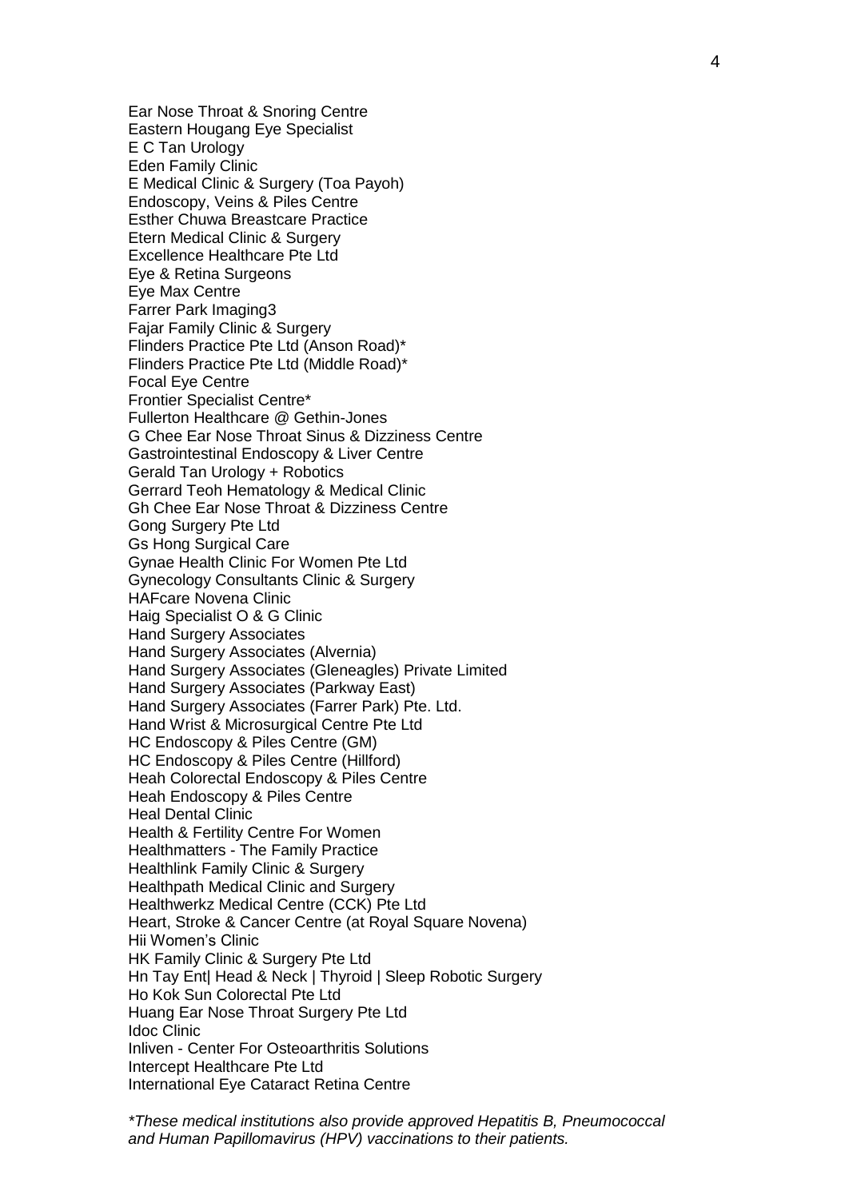Ear Nose Throat & Snoring Centre
Eastern Hougang Eye Specialist
E C Tan Urology
Eden Family Clinic
E Medical Clinic & Surgery (Toa Payoh)
Endoscopy, Veins & Piles Centre
Esther Chuwa Breastcare Practice
Etern Medical Clinic & Surgery
Excellence Healthcare Pte Ltd
Eye & Retina Surgeons
Eye Max Centre
Farrer Park Imaging3
Fajar Family Clinic & Surgery
Flinders Practice Pte Ltd (Anson Road)*
Flinders Practice Pte Ltd (Middle Road)*
Focal Eye Centre
Frontier Specialist Centre*
Fullerton Healthcare @ Gethin-Jones
G Chee Ear Nose Throat Sinus & Dizziness Centre
Gastrointestinal Endoscopy & Liver Centre
Gerald Tan Urology + Robotics
Gerrard Teoh Hematology & Medical Clinic
Gh Chee Ear Nose Throat & Dizziness Centre
Gong Surgery Pte Ltd
Gs Hong Surgical Care
Gynae Health Clinic For Women Pte Ltd
Gynecology Consultants Clinic & Surgery
HAFcare Novena Clinic
Haig Specialist O & G Clinic
Hand Surgery Associates
Hand Surgery Associates (Alvernia)
Hand Surgery Associates (Gleneagles) Private Limited
Hand Surgery Associates (Parkway East)
Hand Surgery Associates (Farrer Park) Pte. Ltd.
Hand Wrist & Microsurgical Centre Pte Ltd
HC Endoscopy & Piles Centre (GM)
HC Endoscopy & Piles Centre (Hillford)
Heah Colorectal Endoscopy & Piles Centre
Heah Endoscopy & Piles Centre
Heal Dental Clinic
Health & Fertility Centre For Women
Healthmatters - The Family Practice
Healthlink Family Clinic & Surgery
Healthpath Medical Clinic and Surgery
Healthwerkz Medical Centre (CCK) Pte Ltd
Heart, Stroke & Cancer Centre (at Royal Square Novena)
Hii Women's Clinic
HK Family Clinic & Surgery Pte Ltd
Hn Tay Ent| Head & Neck | Thyroid | Sleep Robotic Surgery
Ho Kok Sun Colorectal Pte Ltd
Huang Ear Nose Throat Surgery Pte Ltd
Idoc Clinic
Inliven - Center For Osteoarthritis Solutions
Intercept Healthcare Pte Ltd
International Eye Cataract Retina Centre

*\*These medical institutions also provide approved Hepatitis B, Pneumococcal and Human Papillomavirus (HPV) vaccinations to their patients.*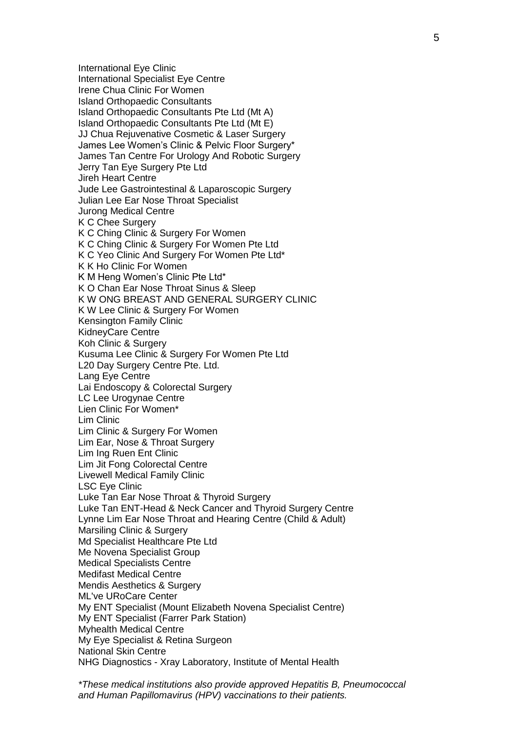International Eye Clinic
International Specialist Eye Centre
Irene Chua Clinic For Women
Island Orthopaedic Consultants
Island Orthopaedic Consultants Pte Ltd (Mt A)
Island Orthopaedic Consultants Pte Ltd (Mt E)
JJ Chua Rejuvenative Cosmetic & Laser Surgery
James Lee Women’s Clinic & Pelvic Floor Surgery*
James Tan Centre For Urology And Robotic Surgery
Jerry Tan Eye Surgery Pte Ltd
Jireh Heart Centre
Jude Lee Gastrointestinal & Laparoscopic Surgery
Julian Lee Ear Nose Throat Specialist
Jurong Medical Centre
K C Chee Surgery
K C Ching Clinic & Surgery For Women
K C Ching Clinic & Surgery For Women Pte Ltd
K C Yeo Clinic And Surgery For Women Pte Ltd*
K K Ho Clinic For Women
K M Heng Women’s Clinic Pte Ltd*
K O Chan Ear Nose Throat Sinus & Sleep
K W ONG BREAST AND GENERAL SURGERY CLINIC
K W Lee Clinic & Surgery For Women
Kensington Family Clinic
KidneyCare Centre
Koh Clinic & Surgery
Kusuma Lee Clinic & Surgery For Women Pte Ltd
L20 Day Surgery Centre Pte. Ltd.
Lang Eye Centre
Lai Endoscopy & Colorectal Surgery
LC Lee Urogynae Centre
Lien Clinic For Women*
Lim Clinic
Lim Clinic & Surgery For Women
Lim Ear, Nose & Throat Surgery
Lim Ing Ruen Ent Clinic
Lim Jit Fong Colorectal Centre
Livewell Medical Family Clinic
LSC Eye Clinic
Luke Tan Ear Nose Throat & Thyroid Surgery
Luke Tan ENT-Head & Neck Cancer and Thyroid Surgery Centre
Lynne Lim Ear Nose Throat and Hearing Centre (Child & Adult)
Marsiling Clinic & Surgery
Md Specialist Healthcare Pte Ltd
Me Novena Specialist Group
Medical Specialists Centre
Medifast Medical Centre
Mendis Aesthetics & Surgery
ML've URoCare Center
My ENT Specialist (Mount Elizabeth Novena Specialist Centre)
My ENT Specialist (Farrer Park Station)
Myhealth Medical Centre
My Eye Specialist & Retina Surgeon
National Skin Centre
NHG Diagnostics - Xray Laboratory, Institute of Mental Health

*\*These medical institutions also provide approved Hepatitis B, Pneumococcal and Human Papillomavirus (HPV) vaccinations to their patients.*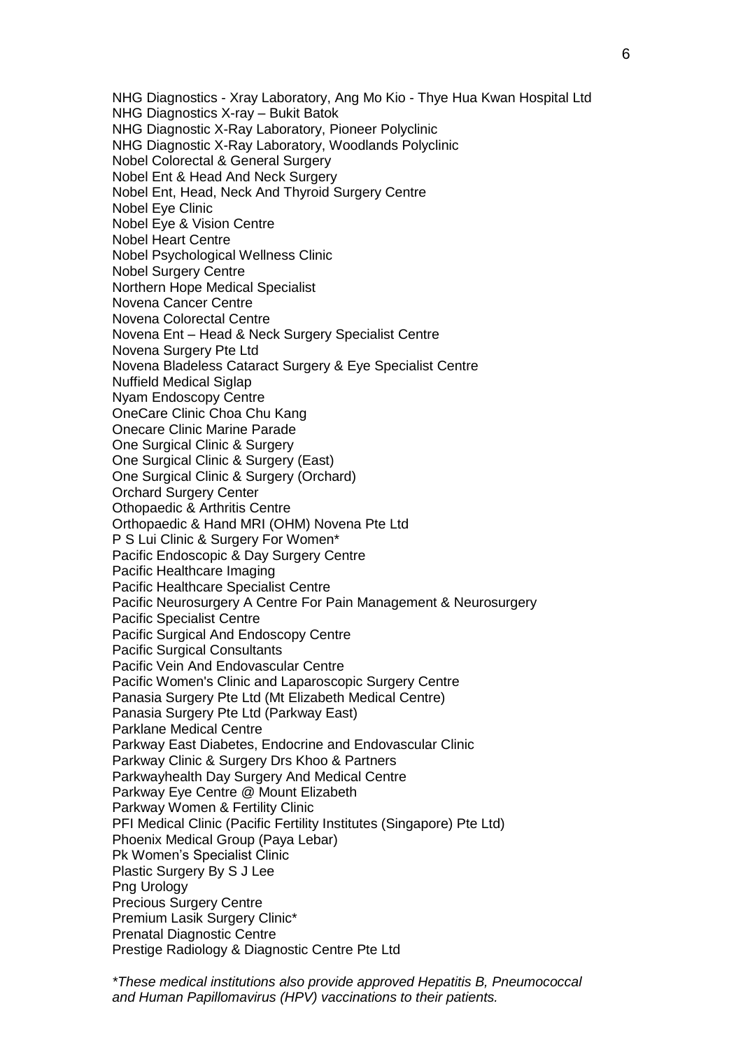NHG Diagnostics - Xray Laboratory, Ang Mo Kio - Thye Hua Kwan Hospital Ltd
NHG Diagnostics X-ray – Bukit Batok
NHG Diagnostic X-Ray Laboratory, Pioneer Polyclinic
NHG Diagnostic X-Ray Laboratory, Woodlands Polyclinic
Nobel Colorectal & General Surgery
Nobel Ent & Head And Neck Surgery
Nobel Ent, Head, Neck And Thyroid Surgery Centre
Nobel Eye Clinic
Nobel Eye & Vision Centre
Nobel Heart Centre
Nobel Psychological Wellness Clinic
Nobel Surgery Centre
Northern Hope Medical Specialist
Novena Cancer Centre
Novena Colorectal Centre
Novena Ent – Head & Neck Surgery Specialist Centre
Novena Surgery Pte Ltd
Novena Bladeless Cataract Surgery & Eye Specialist Centre
Nuffield Medical Siglap
Nyam Endoscopy Centre
OneCare Clinic Choa Chu Kang
Onecare Clinic Marine Parade
One Surgical Clinic & Surgery
One Surgical Clinic & Surgery (East)
One Surgical Clinic & Surgery (Orchard)
Orchard Surgery Center
Othopaedic & Arthritis Centre
Orthopaedic & Hand MRI (OHM) Novena Pte Ltd
P S Lui Clinic & Surgery For Women*
Pacific Endoscopic & Day Surgery Centre
Pacific Healthcare Imaging
Pacific Healthcare Specialist Centre
Pacific Neurosurgery A Centre For Pain Management & Neurosurgery
Pacific Specialist Centre
Pacific Surgical And Endoscopy Centre
Pacific Surgical Consultants
Pacific Vein And Endovascular Centre
Pacific Women's Clinic and Laparoscopic Surgery Centre
Panasia Surgery Pte Ltd (Mt Elizabeth Medical Centre)
Panasia Surgery Pte Ltd (Parkway East)
Parklane Medical Centre
Parkway East Diabetes, Endocrine and Endovascular Clinic
Parkway Clinic & Surgery Drs Khoo & Partners
Parkwayhealth Day Surgery And Medical Centre
Parkway Eye Centre @ Mount Elizabeth
Parkway Women & Fertility Clinic
PFI Medical Clinic (Pacific Fertility Institutes (Singapore) Pte Ltd)
Phoenix Medical Group (Paya Lebar)
Pk Women's Specialist Clinic
Plastic Surgery By S J Lee
Png Urology
Precious Surgery Centre
Premium Lasik Surgery Clinic*
Prenatal Diagnostic Centre
Prestige Radiology & Diagnostic Centre Pte Ltd

*\*These medical institutions also provide approved Hepatitis B, Pneumococcal and Human Papillomavirus (HPV) vaccinations to their patients.*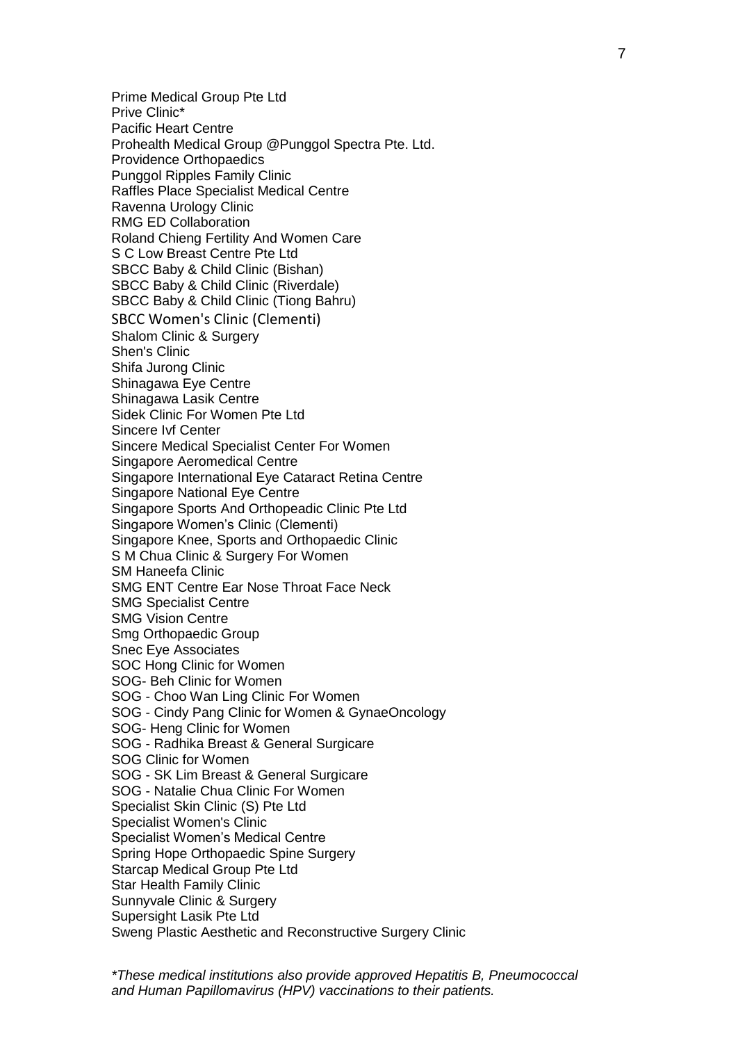Prime Medical Group Pte Ltd
Prive Clinic*
Pacific Heart Centre
Prohealth Medical Group @Punggol Spectra Pte. Ltd.
Providence Orthopaedics
Punggol Ripples Family Clinic
Raffles Place Specialist Medical Centre
Ravenna Urology Clinic
RMG ED Collaboration
Roland Chieng Fertility And Women Care
S C Low Breast Centre Pte Ltd
SBCC Baby & Child Clinic (Bishan)
SBCC Baby & Child Clinic (Riverdale)
SBCC Baby & Child Clinic (Tiong Bahru)
SBCC Women's Clinic (Clementi)
Shalom Clinic & Surgery
Shen's Clinic
Shifa Jurong Clinic
Shinagawa Eye Centre
Shinagawa Lasik Centre
Sidek Clinic For Women Pte Ltd
Sincere Ivf Center
Sincere Medical Specialist Center For Women
Singapore Aeromedical Centre
Singapore International Eye Cataract Retina Centre
Singapore National Eye Centre
Singapore Sports And Orthopeadic Clinic Pte Ltd
Singapore Women's Clinic (Clementi)
Singapore Knee, Sports and Orthopaedic Clinic
S M Chua Clinic & Surgery For Women
SM Haneefa Clinic
SMG ENT Centre Ear Nose Throat Face Neck
SMG Specialist Centre
SMG Vision Centre
Smg Orthopaedic Group
Snec Eye Associates
SOC Hong Clinic for Women
SOG- Beh Clinic for Women
SOG - Choo Wan Ling Clinic For Women
SOG - Cindy Pang Clinic for Women & GynaeOncology
SOG- Heng Clinic for Women
SOG - Radhika Breast & General Surgicare
SOG Clinic for Women
SOG - SK Lim Breast & General Surgicare
SOG - Natalie Chua Clinic For Women
Specialist Skin Clinic (S) Pte Ltd
Specialist Women's Clinic
Specialist Women's Medical Centre
Spring Hope Orthopaedic Spine Surgery
Starcap Medical Group Pte Ltd
Star Health Family Clinic
Sunnyvale Clinic & Surgery
Supersight Lasik Pte Ltd
Sweng Plastic Aesthetic and Reconstructive Surgery Clinic

*\*These medical institutions also provide approved Hepatitis B, Pneumococcal and Human Papillomavirus (HPV) vaccinations to their patients.*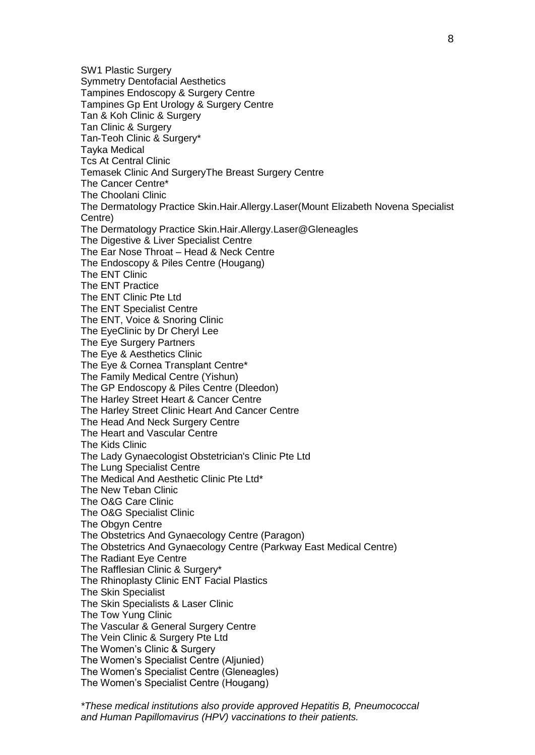SW1 Plastic Surgery
Symmetry Dentofacial Aesthetics
Tampines Endoscopy & Surgery Centre
Tampines Gp Ent Urology & Surgery Centre
Tan & Koh Clinic & Surgery
Tan Clinic & Surgery
Tan-Teoh Clinic & Surgery*
Tayka Medical
Tcs At Central Clinic
Temasek Clinic And SurgeryThe Breast Surgery Centre
The Cancer Centre*
The Choolani Clinic
The Dermatology Practice Skin.Hair.Allergy.Laser(Mount Elizabeth Novena Specialist Centre)
The Dermatology Practice Skin.Hair.Allergy.Laser@Gleneagles
The Digestive & Liver Specialist Centre
The Ear Nose Throat – Head & Neck Centre
The Endoscopy & Piles Centre (Hougang)
The ENT Clinic
The ENT Practice
The ENT Clinic Pte Ltd
The ENT Specialist Centre
The ENT, Voice & Snoring Clinic
The EyeClinic by Dr Cheryl Lee
The Eye Surgery Partners
The Eye & Aesthetics Clinic
The Eye & Cornea Transplant Centre*
The Family Medical Centre (Yishun)
The GP Endoscopy & Piles Centre (Dleedon)
The Harley Street Heart & Cancer Centre
The Harley Street Clinic Heart And Cancer Centre
The Head And Neck Surgery Centre
The Heart and Vascular Centre
The Kids Clinic
The Lady Gynaecologist Obstetrician's Clinic Pte Ltd
The Lung Specialist Centre
The Medical And Aesthetic Clinic Pte Ltd*
The New Teban Clinic
The O&G Care Clinic
The O&G Specialist Clinic
The Obgyn Centre
The Obstetrics And Gynaecology Centre (Paragon)
The Obstetrics And Gynaecology Centre (Parkway East Medical Centre)
The Radiant Eye Centre
The Rafflesian Clinic & Surgery*
The Rhinoplasty Clinic ENT Facial Plastics
The Skin Specialist
The Skin Specialists & Laser Clinic
The Tow Yung Clinic
The Vascular & General Surgery Centre
The Vein Clinic & Surgery Pte Ltd
The Women's Clinic & Surgery
The Women's Specialist Centre (Aljunied)
The Women's Specialist Centre (Gleneagles)
The Women's Specialist Centre (Hougang)

*\*These medical institutions also provide approved Hepatitis B, Pneumococcal and Human Papillomavirus (HPV) vaccinations to their patients.*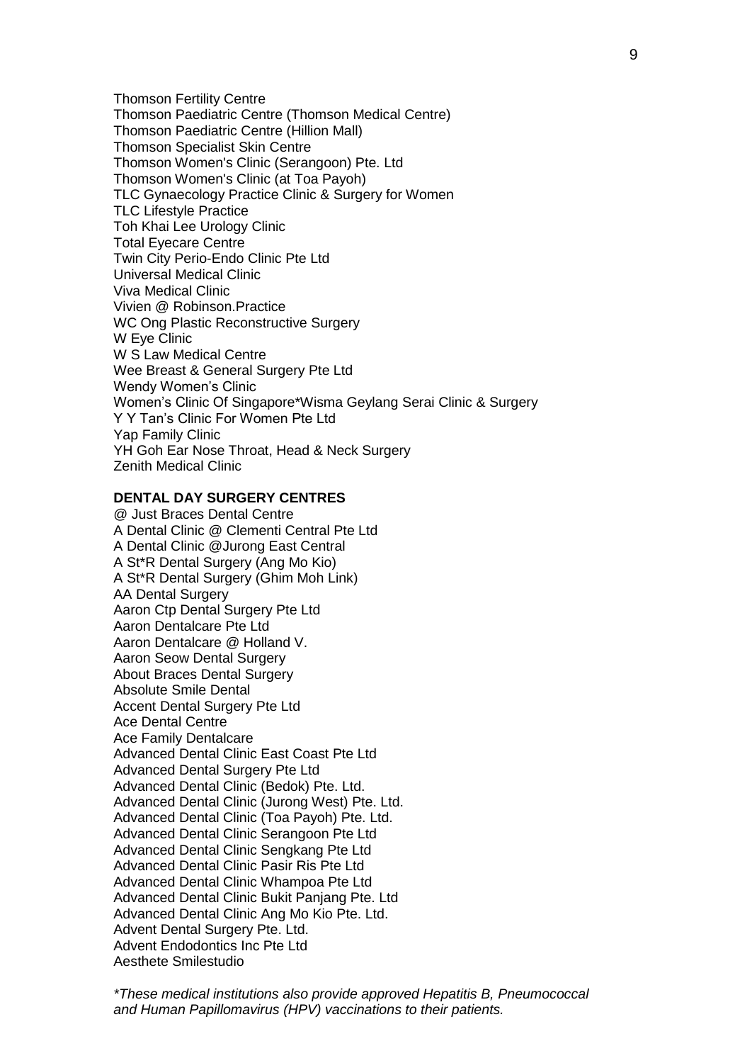Thomson Fertility Centre
Thomson Paediatric Centre (Thomson Medical Centre)
Thomson Paediatric Centre (Hillion Mall)
Thomson Specialist Skin Centre
Thomson Women's Clinic (Serangoon) Pte. Ltd
Thomson Women's Clinic (at Toa Payoh)
TLC Gynaecology Practice Clinic & Surgery for Women
TLC Lifestyle Practice
Toh Khai Lee Urology Clinic
Total Eyecare Centre
Twin City Perio-Endo Clinic Pte Ltd
Universal Medical Clinic
Viva Medical Clinic
Vivien @ Robinson.Practice
WC Ong Plastic Reconstructive Surgery
W Eye Clinic
W S Law Medical Centre
Wee Breast & General Surgery Pte Ltd
Wendy Women's Clinic
Women's Clinic Of Singapore*Wisma Geylang Serai Clinic & Surgery
Y Y Tan's Clinic For Women Pte Ltd
Yap Family Clinic
YH Goh Ear Nose Throat, Head & Neck Surgery
Zenith Medical Clinic

**DENTAL DAY SURGERY CENTRES**

@ Just Braces Dental Centre
A Dental Clinic @ Clementi Central Pte Ltd
A Dental Clinic @Jurong East Central
A St*R Dental Surgery (Ang Mo Kio)
A St*R Dental Surgery (Ghim Moh Link)
AA Dental Surgery
Aaron Ctp Dental Surgery Pte Ltd
Aaron Dentalcare Pte Ltd
Aaron Dentalcare @ Holland V.
Aaron Seow Dental Surgery
About Braces Dental Surgery
Absolute Smile Dental
Accent Dental Surgery Pte Ltd
Ace Dental Centre
Ace Family Dentalcare
Advanced Dental Clinic East Coast Pte Ltd
Advanced Dental Surgery Pte Ltd
Advanced Dental Clinic (Bedok) Pte. Ltd.
Advanced Dental Clinic (Jurong West) Pte. Ltd.
Advanced Dental Clinic (Toa Payoh) Pte. Ltd.
Advanced Dental Clinic Serangoon Pte Ltd
Advanced Dental Clinic Sengkang Pte Ltd
Advanced Dental Clinic Pasir Ris Pte Ltd
Advanced Dental Clinic Whampoa Pte Ltd
Advanced Dental Clinic Bukit Panjang Pte. Ltd
Advanced Dental Clinic Ang Mo Kio Pte. Ltd.
Advent Dental Surgery Pte. Ltd.
Advent Endodontics Inc Pte Ltd
Aesthete Smilestudio

*\*These medical institutions also provide approved Hepatitis B, Pneumococcal and Human Papillomavirus (HPV) vaccinations to their patients.*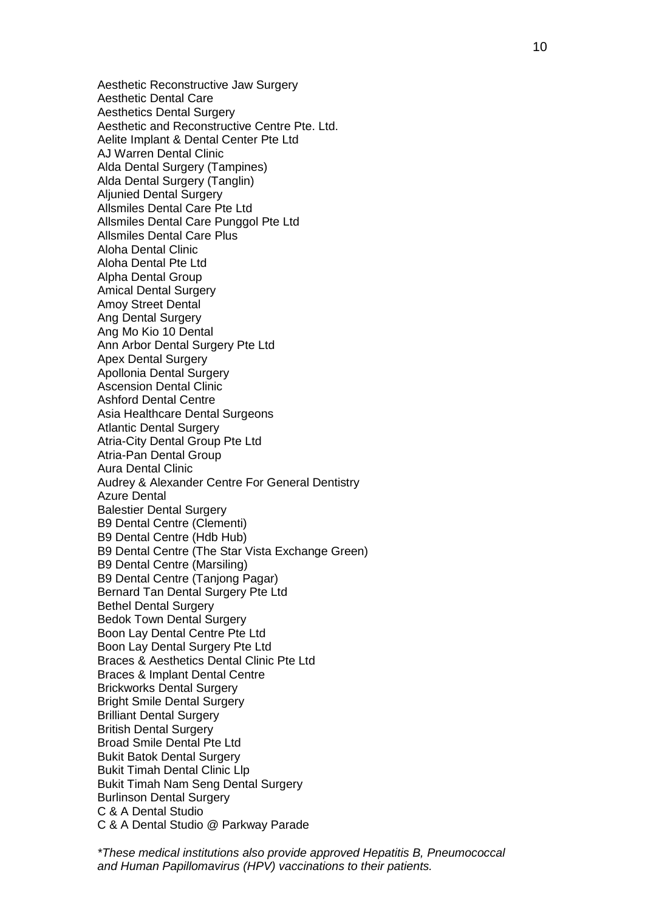Aesthetic Reconstructive Jaw Surgery
Aesthetic Dental Care
Aesthetics Dental Surgery
Aesthetic and Reconstructive Centre Pte. Ltd.
Aelite Implant & Dental Center Pte Ltd
AJ Warren Dental Clinic
Alda Dental Surgery (Tampines)
Alda Dental Surgery (Tanglin)
Aljunied Dental Surgery
Allsmiles Dental Care Pte Ltd
Allsmiles Dental Care Punggol Pte Ltd
Allsmiles Dental Care Plus
Aloha Dental Clinic
Aloha Dental Pte Ltd
Alpha Dental Group
Amical Dental Surgery
Amoy Street Dental
Ang Dental Surgery
Ang Mo Kio 10 Dental
Ann Arbor Dental Surgery Pte Ltd
Apex Dental Surgery
Apollonia Dental Surgery
Ascension Dental Clinic
Ashford Dental Centre
Asia Healthcare Dental Surgeons
Atlantic Dental Surgery
Atria-City Dental Group Pte Ltd
Atria-Pan Dental Group
Aura Dental Clinic
Audrey & Alexander Centre For General Dentistry
Azure Dental
Balestier Dental Surgery
B9 Dental Centre (Clementi)
B9 Dental Centre (Hdb Hub)
B9 Dental Centre (The Star Vista Exchange Green)
B9 Dental Centre (Marsiling)
B9 Dental Centre (Tanjong Pagar)
Bernard Tan Dental Surgery Pte Ltd
Bethel Dental Surgery
Bedok Town Dental Surgery
Boon Lay Dental Centre Pte Ltd
Boon Lay Dental Surgery Pte Ltd
Braces & Aesthetics Dental Clinic Pte Ltd
Braces & Implant Dental Centre
Brickworks Dental Surgery
Bright Smile Dental Surgery
Brilliant Dental Surgery
British Dental Surgery
Broad Smile Dental Pte Ltd
Bukit Batok Dental Surgery
Bukit Timah Dental Clinic Llp
Bukit Timah Nam Seng Dental Surgery
Burlinson Dental Surgery
C & A Dental Studio
C & A Dental Studio @ Parkway Parade

*\*These medical institutions also provide approved Hepatitis B, Pneumococcal and Human Papillomavirus (HPV) vaccinations to their patients.*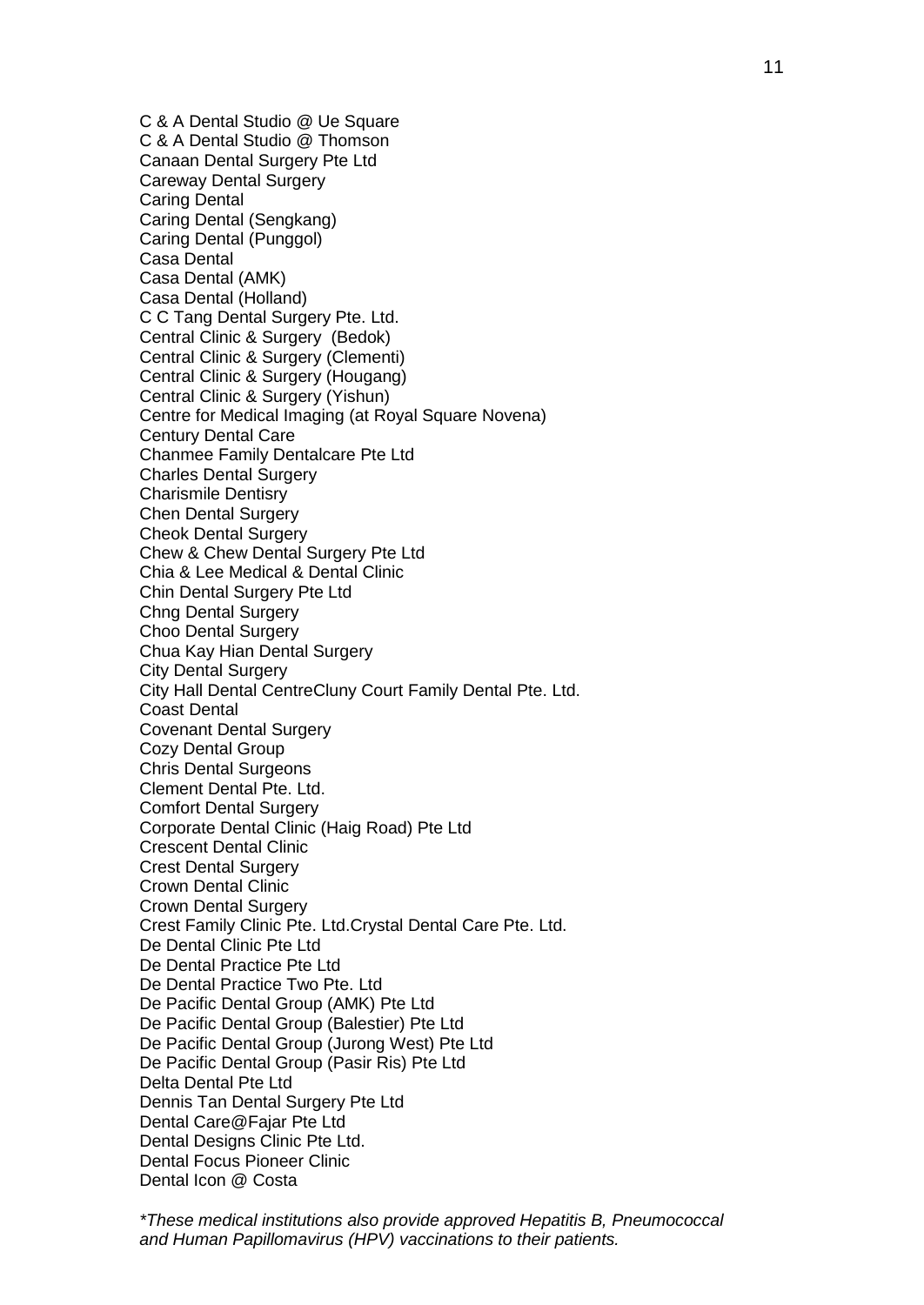C & A Dental Studio @ Ue Square
C & A Dental Studio @ Thomson
Canaan Dental Surgery Pte Ltd
Careway Dental Surgery
Caring Dental
Caring Dental (Sengkang)
Caring Dental (Punggol)
Casa Dental
Casa Dental (AMK)
Casa Dental (Holland)
C C Tang Dental Surgery Pte. Ltd.
Central Clinic & Surgery (Bedok)
Central Clinic & Surgery (Clementi)
Central Clinic & Surgery (Hougang)
Central Clinic & Surgery (Yishun)
Centre for Medical Imaging (at Royal Square Novena)
Century Dental Care
Chanmee Family Dentalcare Pte Ltd
Charles Dental Surgery
Charismile Dentisry
Chen Dental Surgery
Cheok Dental Surgery
Chew & Chew Dental Surgery Pte Ltd
Chia & Lee Medical & Dental Clinic
Chin Dental Surgery Pte Ltd
Chng Dental Surgery
Choo Dental Surgery
Chua Kay Hian Dental Surgery
City Dental Surgery
City Hall Dental CentreCluny Court Family Dental Pte. Ltd.
Coast Dental
Covenant Dental Surgery
Cozy Dental Group
Chris Dental Surgeons
Clement Dental Pte. Ltd.
Comfort Dental Surgery
Corporate Dental Clinic (Haig Road) Pte Ltd
Crescent Dental Clinic
Crest Dental Surgery
Crown Dental Clinic
Crown Dental Surgery
Crest Family Clinic Pte. Ltd.Crystal Dental Care Pte. Ltd.
De Dental Clinic Pte Ltd
De Dental Practice Pte Ltd
De Dental Practice Two Pte. Ltd
De Pacific Dental Group (AMK) Pte Ltd
De Pacific Dental Group (Balestier) Pte Ltd
De Pacific Dental Group (Jurong West) Pte Ltd
De Pacific Dental Group (Pasir Ris) Pte Ltd
Delta Dental Pte Ltd
Dennis Tan Dental Surgery Pte Ltd
Dental Care@Fajar Pte Ltd
Dental Designs Clinic Pte Ltd.
Dental Focus Pioneer Clinic
Dental Icon @ Costa

*\*These medical institutions also provide approved Hepatitis B, Pneumococcal and Human Papillomavirus (HPV) vaccinations to their patients.*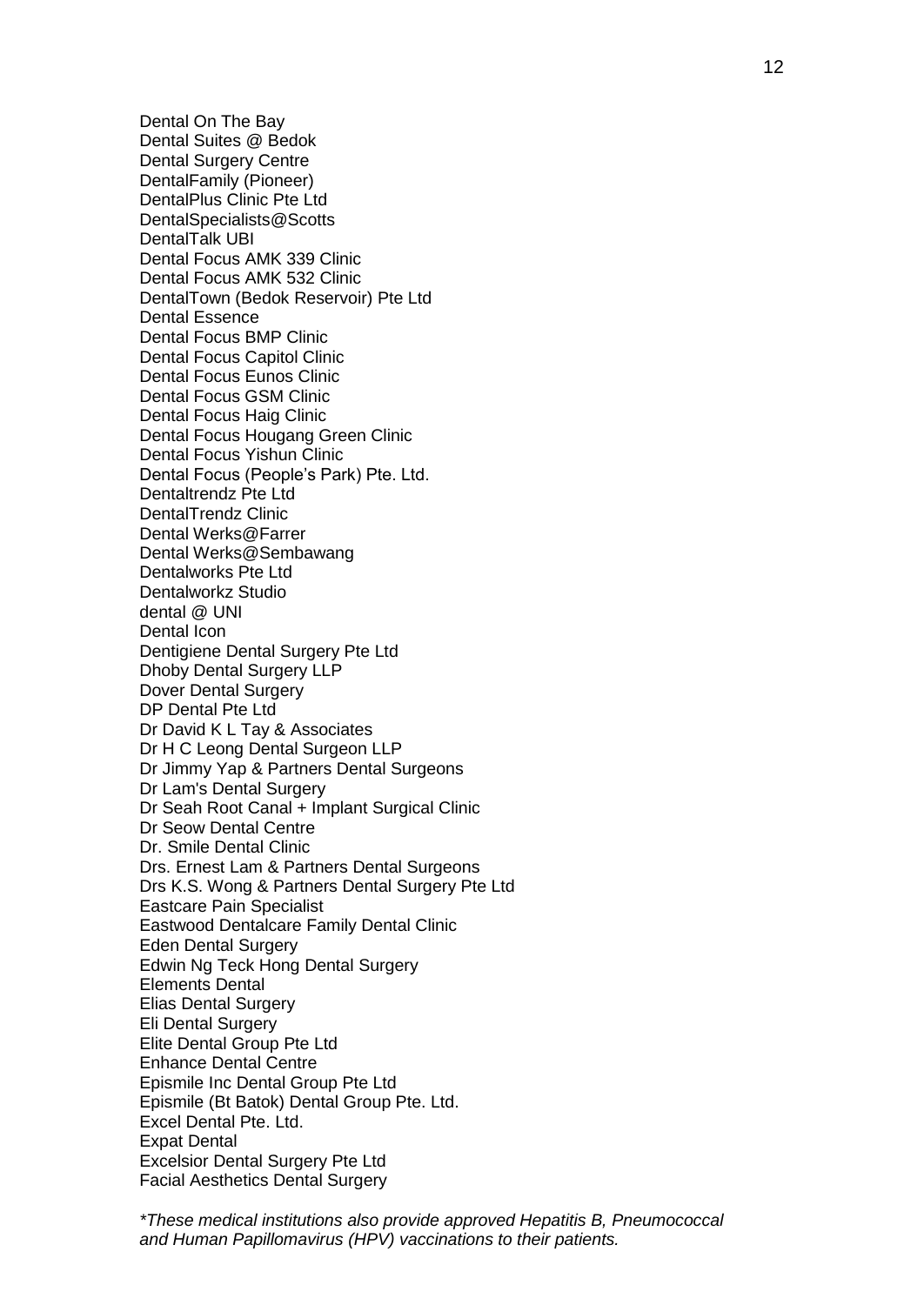Dental On The Bay
Dental Suites @ Bedok
Dental Surgery Centre
DentalFamily (Pioneer)
DentalPlus Clinic Pte Ltd
DentalSpecialists@Scotts
DentalTalk UBI
Dental Focus AMK 339 Clinic
Dental Focus AMK 532 Clinic
DentalTown (Bedok Reservoir) Pte Ltd
Dental Essence
Dental Focus BMP Clinic
Dental Focus Capitol Clinic
Dental Focus Eunos Clinic
Dental Focus GSM Clinic
Dental Focus Haig Clinic
Dental Focus Hougang Green Clinic
Dental Focus Yishun Clinic
Dental Focus (People's Park) Pte. Ltd.
Dentaltrendz Pte Ltd
DentalTrendz Clinic
Dental Werks@Farrer
Dental Werks@Sembawang
Dentalworks Pte Ltd
Dentalworkz Studio
dental @ UNI
Dental Icon
Dentigiene Dental Surgery Pte Ltd
Dhoby Dental Surgery LLP
Dover Dental Surgery
DP Dental Pte Ltd
Dr David K L Tay & Associates
Dr H C Leong Dental Surgeon LLP
Dr Jimmy Yap & Partners Dental Surgeons
Dr Lam's Dental Surgery
Dr Seah Root Canal + Implant Surgical Clinic
Dr Seow Dental Centre
Dr. Smile Dental Clinic
Drs. Ernest Lam & Partners Dental Surgeons
Drs K.S. Wong & Partners Dental Surgery Pte Ltd
Eastcare Pain Specialist
Eastwood Dentalcare Family Dental Clinic
Eden Dental Surgery
Edwin Ng Teck Hong Dental Surgery
Elements Dental
Elias Dental Surgery
Eli Dental Surgery
Elite Dental Group Pte Ltd
Enhance Dental Centre
Epismile Inc Dental Group Pte Ltd
Epismile (Bt Batok) Dental Group Pte. Ltd.
Excel Dental Pte. Ltd.
Expat Dental
Excelsior Dental Surgery Pte Ltd
Facial Aesthetics Dental Surgery

*\*These medical institutions also provide approved Hepatitis B, Pneumococcal and Human Papillomavirus (HPV) vaccinations to their patients.*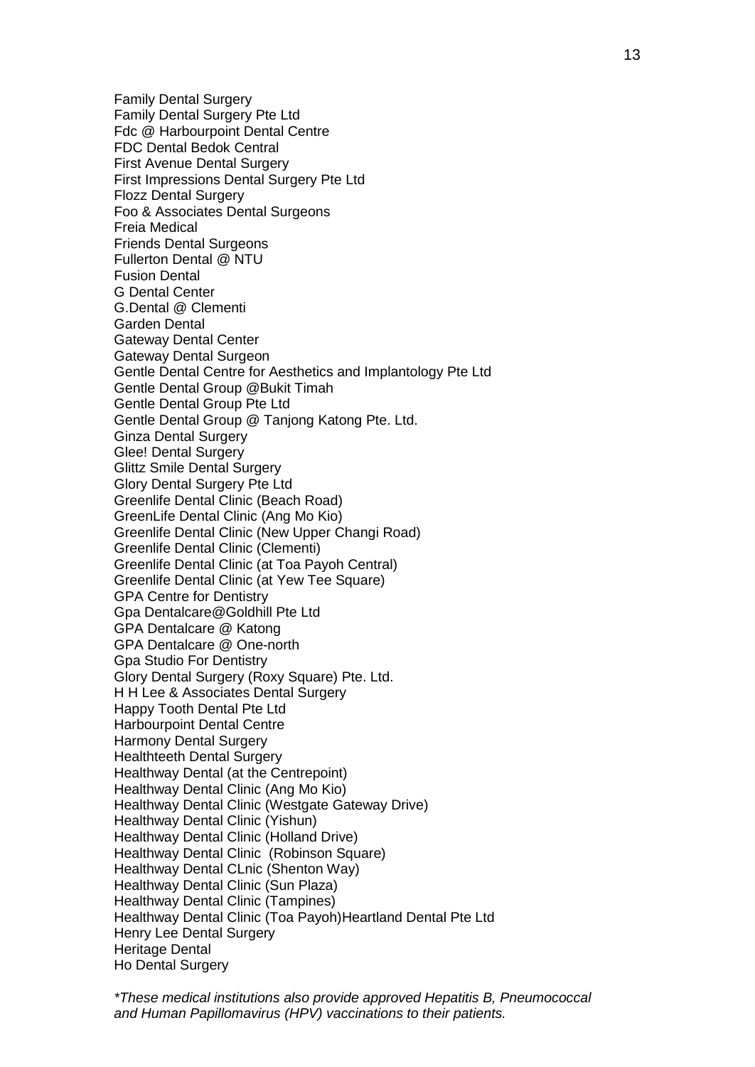Family Dental Surgery
Family Dental Surgery Pte Ltd
Fdc @ Harbourpoint Dental Centre
FDC Dental Bedok Central
First Avenue Dental Surgery
First Impressions Dental Surgery Pte Ltd
Flozz Dental Surgery
Foo & Associates Dental Surgeons
Freia Medical
Friends Dental Surgeons
Fullerton Dental @ NTU
Fusion Dental
G Dental Center
G.Dental @ Clementi
Garden Dental
Gateway Dental Center
Gateway Dental Surgeon
Gentle Dental Centre for Aesthetics and Implantology Pte Ltd
Gentle Dental Group @Bukit Timah
Gentle Dental Group Pte Ltd
Gentle Dental Group @ Tanjong Katong Pte. Ltd.
Ginza Dental Surgery
Glee! Dental Surgery
Glittz Smile Dental Surgery
Glory Dental Surgery Pte Ltd
Greenlife Dental Clinic (Beach Road)
GreenLife Dental Clinic (Ang Mo Kio)
Greenlife Dental Clinic (New Upper Changi Road)
Greenlife Dental Clinic (Clementi)
Greenlife Dental Clinic (at Toa Payoh Central)
Greenlife Dental Clinic (at Yew Tee Square)
GPA Centre for Dentistry
Gpa Dentalcare@Goldhill Pte Ltd
GPA Dentalcare @ Katong
GPA Dentalcare @ One-north
Gpa Studio For Dentistry
Glory Dental Surgery (Roxy Square) Pte. Ltd.
H H Lee & Associates Dental Surgery
Happy Tooth Dental Pte Ltd
Harbourpoint Dental Centre
Harmony Dental Surgery
Healthteeth Dental Surgery
Healthway Dental (at the Centrepoint)
Healthway Dental Clinic (Ang Mo Kio)
Healthway Dental Clinic (Westgate Gateway Drive)
Healthway Dental Clinic (Yishun)
Healthway Dental Clinic (Holland Drive)
Healthway Dental Clinic (Robinson Square)
Healthway Dental CLnic (Shenton Way)
Healthway Dental Clinic (Sun Plaza)
Healthway Dental Clinic (Tampines)
Healthway Dental Clinic (Toa Payoh)Heartland Dental Pte Ltd
Henry Lee Dental Surgery
Heritage Dental
Ho Dental Surgery

*\*These medical institutions also provide approved Hepatitis B, Pneumococcal and Human Papillomavirus (HPV) vaccinations to their patients.*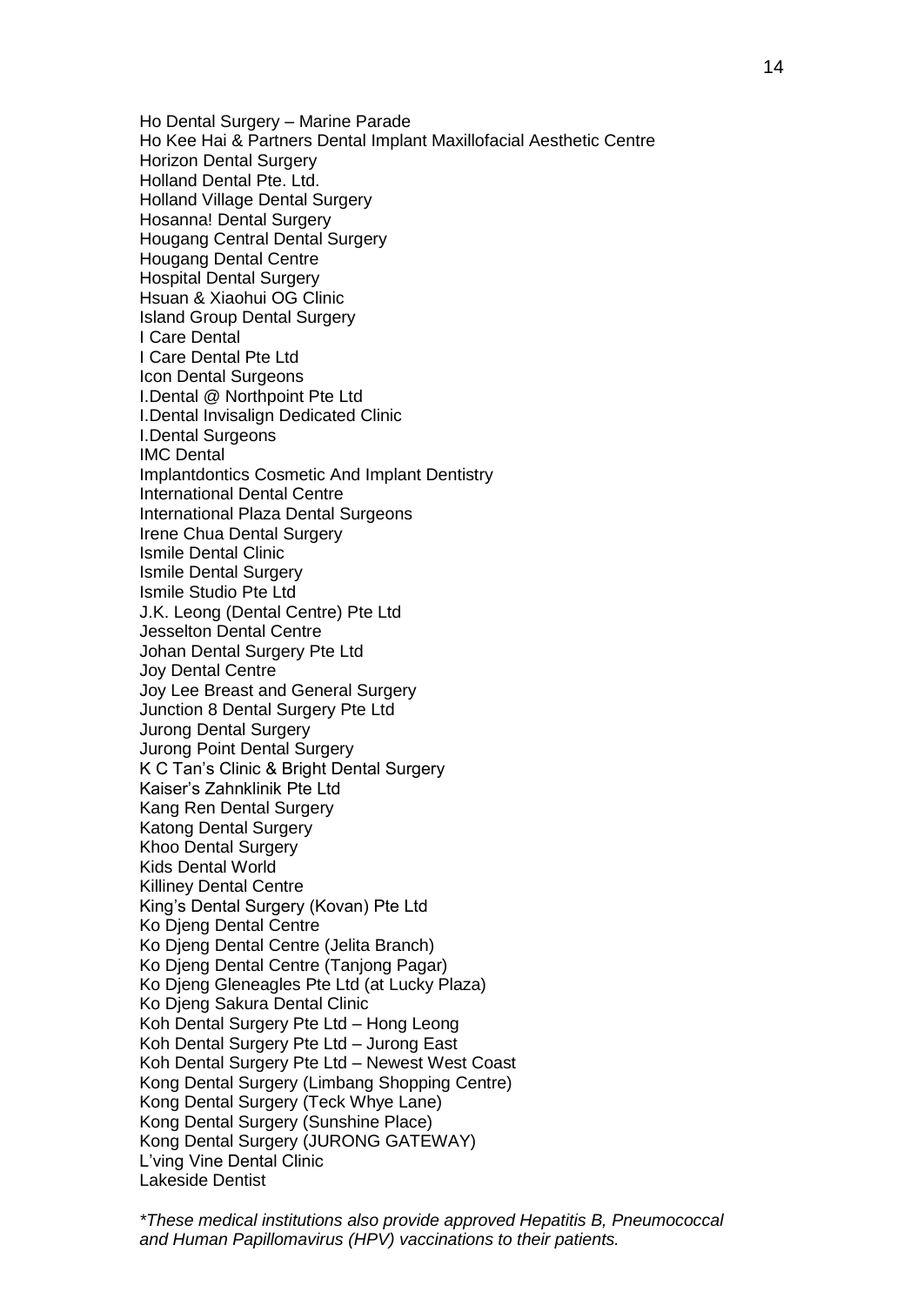Ho Dental Surgery – Marine Parade
Ho Kee Hai & Partners Dental Implant Maxillofacial Aesthetic Centre
Horizon Dental Surgery
Holland Dental Pte. Ltd.
Holland Village Dental Surgery
Hosanna! Dental Surgery
Hougang Central Dental Surgery
Hougang Dental Centre
Hospital Dental Surgery
Hsuan & Xiaohui OG Clinic
Island Group Dental Surgery
I Care Dental
I Care Dental Pte Ltd
Icon Dental Surgeons
I.Dental @ Northpoint Pte Ltd
I.Dental Invisalign Dedicated Clinic
I.Dental Surgeons
IMC Dental
Implantdontics Cosmetic And Implant Dentistry
International Dental Centre
International Plaza Dental Surgeons
Irene Chua Dental Surgery
Ismile Dental Clinic
Ismile Dental Surgery
Ismile Studio Pte Ltd
J.K. Leong (Dental Centre) Pte Ltd
Jesselton Dental Centre
Johan Dental Surgery Pte Ltd
Joy Dental Centre
Joy Lee Breast and General Surgery
Junction 8 Dental Surgery Pte Ltd
Jurong Dental Surgery
Jurong Point Dental Surgery
K C Tan's Clinic & Bright Dental Surgery
Kaiser's Zahnklinik Pte Ltd
Kang Ren Dental Surgery
Katong Dental Surgery
Khoo Dental Surgery
Kids Dental World
Killiney Dental Centre
King's Dental Surgery (Kovan) Pte Ltd
Ko Djeng Dental Centre
Ko Djeng Dental Centre (Jelita Branch)
Ko Djeng Dental Centre (Tanjong Pagar)
Ko Djeng Gleneagles Pte Ltd (at Lucky Plaza)
Ko Djeng Sakura Dental Clinic
Koh Dental Surgery Pte Ltd – Hong Leong
Koh Dental Surgery Pte Ltd – Jurong East
Koh Dental Surgery Pte Ltd – Newest West Coast
Kong Dental Surgery (Limbang Shopping Centre)
Kong Dental Surgery (Teck Whye Lane)
Kong Dental Surgery (Sunshine Place)
Kong Dental Surgery (JURONG GATEWAY)
L'ving Vine Dental Clinic
Lakeside Dentist

*\*These medical institutions also provide approved Hepatitis B, Pneumococcal and Human Papillomavirus (HPV) vaccinations to their patients.*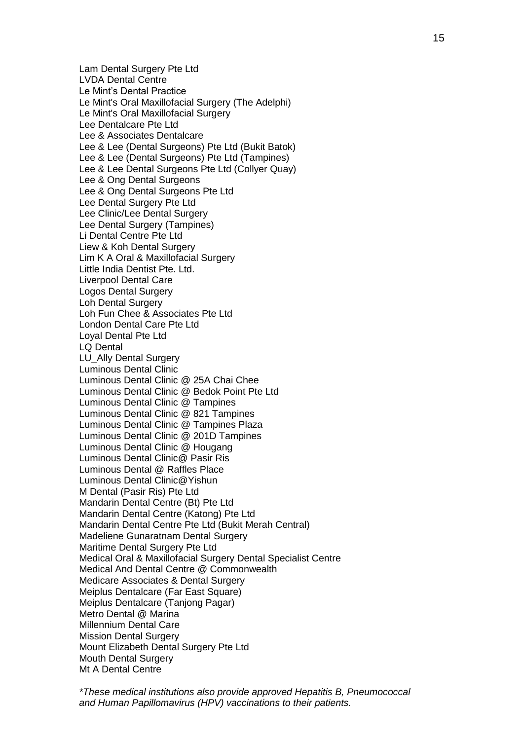Lam Dental Surgery Pte Ltd
LVDA Dental Centre
Le Mint's Dental Practice
Le Mint's Oral Maxillofacial Surgery (The Adelphi)
Le Mint's Oral Maxillofacial Surgery
Lee Dentalcare Pte Ltd
Lee & Associates Dentalcare
Lee & Lee (Dental Surgeons) Pte Ltd (Bukit Batok)
Lee & Lee (Dental Surgeons) Pte Ltd (Tampines)
Lee & Lee Dental Surgeons Pte Ltd (Collyer Quay)
Lee & Ong Dental Surgeons
Lee & Ong Dental Surgeons Pte Ltd
Lee Dental Surgery Pte Ltd
Lee Clinic/Lee Dental Surgery
Lee Dental Surgery (Tampines)
Li Dental Centre Pte Ltd
Liew & Koh Dental Surgery
Lim K A Oral & Maxillofacial Surgery
Little India Dentist Pte. Ltd.
Liverpool Dental Care
Logos Dental Surgery
Loh Dental Surgery
Loh Fun Chee & Associates Pte Ltd
London Dental Care Pte Ltd
Loyal Dental Pte Ltd
LQ Dental
LU_Ally Dental Surgery
Luminous Dental Clinic
Luminous Dental Clinic @ 25A Chai Chee
Luminous Dental Clinic @ Bedok Point Pte Ltd
Luminous Dental Clinic @ Tampines
Luminous Dental Clinic @ 821 Tampines
Luminous Dental Clinic @ Tampines Plaza
Luminous Dental Clinic @ 201D Tampines
Luminous Dental Clinic @ Hougang
Luminous Dental Clinic@ Pasir Ris
Luminous Dental @ Raffles Place
Luminous Dental Clinic@Yishun
M Dental (Pasir Ris) Pte Ltd
Mandarin Dental Centre (Bt) Pte Ltd
Mandarin Dental Centre (Katong) Pte Ltd
Mandarin Dental Centre Pte Ltd (Bukit Merah Central)
Madeliene Gunaratnam Dental Surgery
Maritime Dental Surgery Pte Ltd
Medical Oral & Maxillofacial Surgery Dental Specialist Centre
Medical And Dental Centre @ Commonwealth
Medicare Associates & Dental Surgery
Meiplus Dentalcare (Far East Square)
Meiplus Dentalcare (Tanjong Pagar)
Metro Dental @ Marina
Millennium Dental Care
Mission Dental Surgery
Mount Elizabeth Dental Surgery Pte Ltd
Mouth Dental Surgery
Mt A Dental Centre

*\*These medical institutions also provide approved Hepatitis B, Pneumococcal and Human Papillomavirus (HPV) vaccinations to their patients.*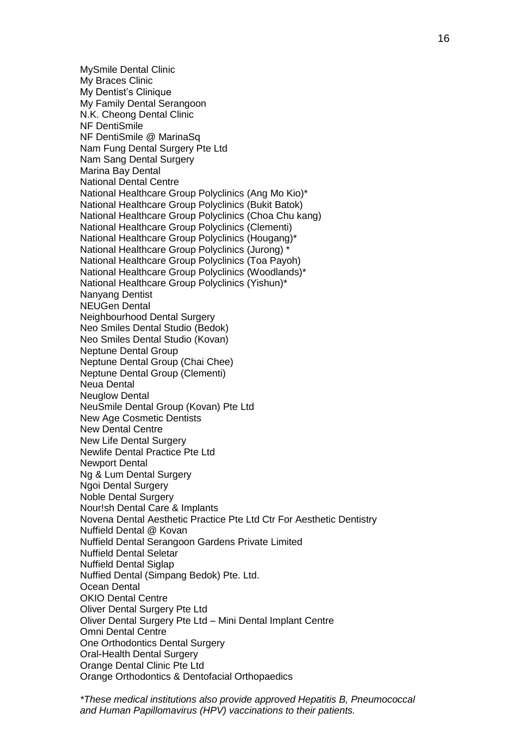MySmile Dental Clinic
My Braces Clinic
My Dentist's Clinique
My Family Dental Serangoon
N.K. Cheong Dental Clinic
NF DentiSmile
NF DentiSmile @ MarinaSq
Nam Fung Dental Surgery Pte Ltd
Nam Sang Dental Surgery
Marina Bay Dental
National Dental Centre
National Healthcare Group Polyclinics (Ang Mo Kio)*
National Healthcare Group Polyclinics (Bukit Batok)
National Healthcare Group Polyclinics (Choa Chu kang)
National Healthcare Group Polyclinics (Clementi)
National Healthcare Group Polyclinics (Hougang)*
National Healthcare Group Polyclinics (Jurong) *
National Healthcare Group Polyclinics (Toa Payoh)
National Healthcare Group Polyclinics (Woodlands)*
National Healthcare Group Polyclinics (Yishun)*
Nanyang Dentist
NEUGen Dental
Neighbourhood Dental Surgery
Neo Smiles Dental Studio (Bedok)
Neo Smiles Dental Studio (Kovan)
Neptune Dental Group
Neptune Dental Group (Chai Chee)
Neptune Dental Group (Clementi)
Neua Dental
Neuglow Dental
NeuSmile Dental Group (Kovan) Pte Ltd
New Age Cosmetic Dentists
New Dental Centre
New Life Dental Surgery
Newlife Dental Practice Pte Ltd
Newport Dental
Ng & Lum Dental Surgery
Ngoi Dental Surgery
Noble Dental Surgery
Nour!sh Dental Care & Implants
Novena Dental Aesthetic Practice Pte Ltd Ctr For Aesthetic Dentistry
Nuffield Dental @ Kovan
Nuffield Dental Serangoon Gardens Private Limited
Nuffield Dental Seletar
Nuffield Dental Siglap
Nuffied Dental (Simpang Bedok) Pte. Ltd.
Ocean Dental
OKIO Dental Centre
Oliver Dental Surgery Pte Ltd
Oliver Dental Surgery Pte Ltd – Mini Dental Implant Centre
Omni Dental Centre
One Orthodontics Dental Surgery
Oral-Health Dental Surgery
Orange Dental Clinic Pte Ltd
Orange Orthodontics & Dentofacial Orthopaedics

*\*These medical institutions also provide approved Hepatitis B, Pneumococcal and Human Papillomavirus (HPV) vaccinations to their patients.*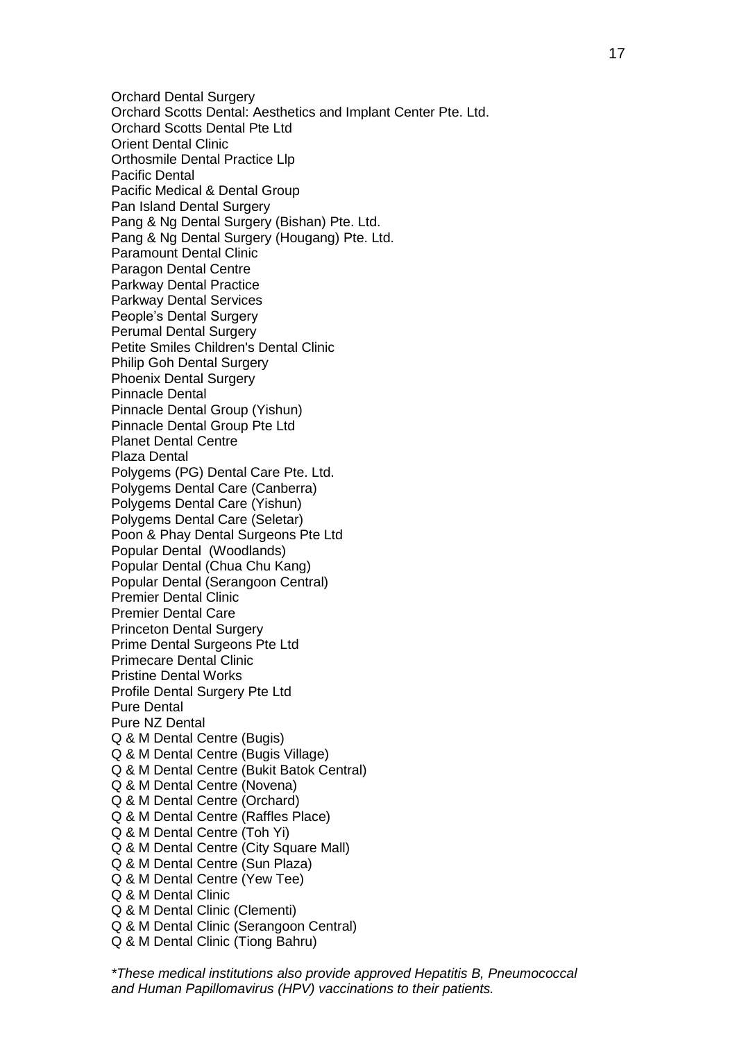Orchard Dental Surgery
Orchard Scotts Dental: Aesthetics and Implant Center Pte. Ltd.
Orchard Scotts Dental Pte Ltd
Orient Dental Clinic
Orthosmile Dental Practice Llp
Pacific Dental
Pacific Medical & Dental Group
Pan Island Dental Surgery
Pang & Ng Dental Surgery (Bishan) Pte. Ltd.
Pang & Ng Dental Surgery (Hougang) Pte. Ltd.
Paramount Dental Clinic
Paragon Dental Centre
Parkway Dental Practice
Parkway Dental Services
People's Dental Surgery
Perumal Dental Surgery
Petite Smiles Children's Dental Clinic
Philip Goh Dental Surgery
Phoenix Dental Surgery
Pinnacle Dental
Pinnacle Dental Group (Yishun)
Pinnacle Dental Group Pte Ltd
Planet Dental Centre
Plaza Dental
Polygems (PG) Dental Care Pte. Ltd.
Polygems Dental Care (Canberra)
Polygems Dental Care (Yishun)
Polygems Dental Care (Seletar)
Poon & Phay Dental Surgeons Pte Ltd
Popular Dental (Woodlands)
Popular Dental (Chua Chu Kang)
Popular Dental (Serangoon Central)
Premier Dental Clinic
Premier Dental Care
Princeton Dental Surgery
Prime Dental Surgeons Pte Ltd
Primecare Dental Clinic
Pristine Dental Works
Profile Dental Surgery Pte Ltd
Pure Dental
Pure NZ Dental
Q & M Dental Centre (Bugis)
Q & M Dental Centre (Bugis Village)
Q & M Dental Centre (Bukit Batok Central)
Q & M Dental Centre (Novena)
Q & M Dental Centre (Orchard)
Q & M Dental Centre (Raffles Place)
Q & M Dental Centre (Toh Yi)
Q & M Dental Centre (City Square Mall)
Q & M Dental Centre (Sun Plaza)
Q & M Dental Centre (Yew Tee)
Q & M Dental Clinic
Q & M Dental Clinic (Clementi)
Q & M Dental Clinic (Serangoon Central)
Q & M Dental Clinic (Tiong Bahru)

*\*These medical institutions also provide approved Hepatitis B, Pneumococcal and Human Papillomavirus (HPV) vaccinations to their patients.*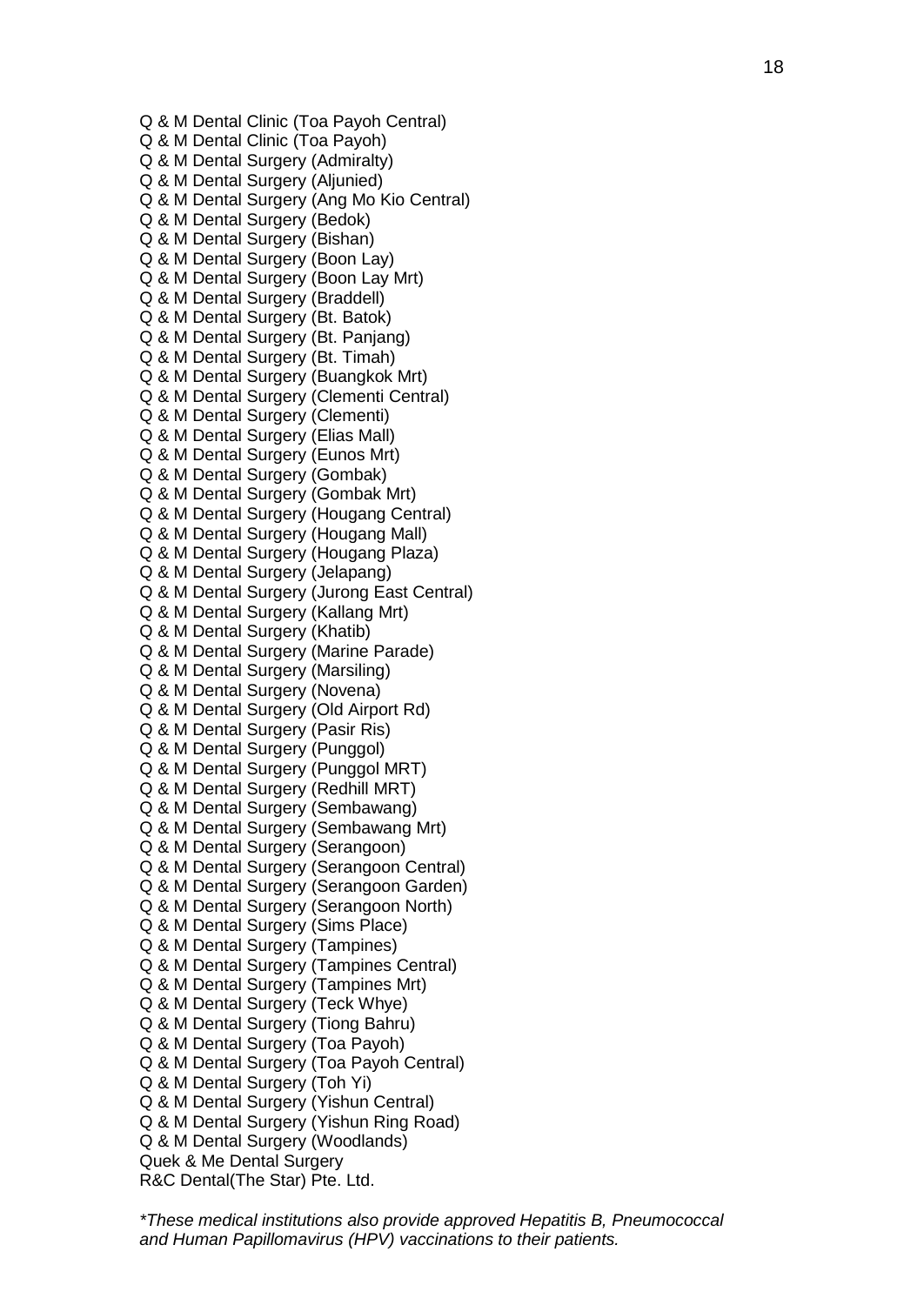Q & M Dental Clinic (Toa Payoh Central)
Q & M Dental Clinic (Toa Payoh)
Q & M Dental Surgery (Admiralty)
Q & M Dental Surgery (Aljunied)
Q & M Dental Surgery (Ang Mo Kio Central)
Q & M Dental Surgery (Bedok)
Q & M Dental Surgery (Bishan)
Q & M Dental Surgery (Boon Lay)
Q & M Dental Surgery (Boon Lay Mrt)
Q & M Dental Surgery (Braddell)
Q & M Dental Surgery (Bt. Batok)
Q & M Dental Surgery (Bt. Panjang)
Q & M Dental Surgery (Bt. Timah)
Q & M Dental Surgery (Buangkok Mrt)
Q & M Dental Surgery (Clementi Central)
Q & M Dental Surgery (Clementi)
Q & M Dental Surgery (Elias Mall)
Q & M Dental Surgery (Eunos Mrt)
Q & M Dental Surgery (Gombak)
Q & M Dental Surgery (Gombak Mrt)
Q & M Dental Surgery (Hougang Central)
Q & M Dental Surgery (Hougang Mall)
Q & M Dental Surgery (Hougang Plaza)
Q & M Dental Surgery (Jelapang)
Q & M Dental Surgery (Jurong East Central)
Q & M Dental Surgery (Kallang Mrt)
Q & M Dental Surgery (Khatib)
Q & M Dental Surgery (Marine Parade)
Q & M Dental Surgery (Marsiling)
Q & M Dental Surgery (Novena)
Q & M Dental Surgery (Old Airport Rd)
Q & M Dental Surgery (Pasir Ris)
Q & M Dental Surgery (Punggol)
Q & M Dental Surgery (Punggol MRT)
Q & M Dental Surgery (Redhill MRT)
Q & M Dental Surgery (Sembawang)
Q & M Dental Surgery (Sembawang Mrt)
Q & M Dental Surgery (Serangoon)
Q & M Dental Surgery (Serangoon Central)
Q & M Dental Surgery (Serangoon Garden)
Q & M Dental Surgery (Serangoon North)
Q & M Dental Surgery (Sims Place)
Q & M Dental Surgery (Tampines)
Q & M Dental Surgery (Tampines Central)
Q & M Dental Surgery (Tampines Mrt)
Q & M Dental Surgery (Teck Whye)
Q & M Dental Surgery (Tiong Bahru)
Q & M Dental Surgery (Toa Payoh)
Q & M Dental Surgery (Toa Payoh Central)
Q & M Dental Surgery (Toh Yi)
Q & M Dental Surgery (Yishun Central)
Q & M Dental Surgery (Yishun Ring Road)
Q & M Dental Surgery (Woodlands)
Quek & Me Dental Surgery
R&C Dental(The Star) Pte. Ltd.

*\*These medical institutions also provide approved Hepatitis B, Pneumococcal and Human Papillomavirus (HPV) vaccinations to their patients.*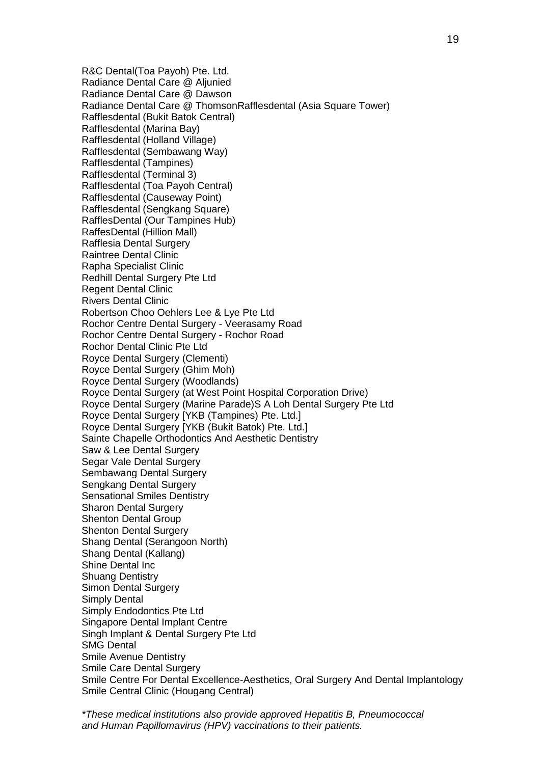R&C Dental(Toa Payoh) Pte. Ltd.
Radiance Dental Care @ Aljunied
Radiance Dental Care @ Dawson
Radiance Dental Care @ ThomsonRafflesdental (Asia Square Tower)
Rafflesdental (Bukit Batok Central)
Rafflesdental (Marina Bay)
Rafflesdental (Holland Village)
Rafflesdental (Sembawang Way)
Rafflesdental (Tampines)
Rafflesdental (Terminal 3)
Rafflesdental (Toa Payoh Central)
Rafflesdental (Causeway Point)
Rafflesdental (Sengkang Square)
RafflesDental (Our Tampines Hub)
RaffesDental (Hillion Mall)
Rafflesia Dental Surgery
Raintree Dental Clinic
Rapha Specialist Clinic
Redhill Dental Surgery Pte Ltd
Regent Dental Clinic
Rivers Dental Clinic
Robertson Choo Oehlers Lee & Lye Pte Ltd
Rochor Centre Dental Surgery - Veerasamy Road
Rochor Centre Dental Surgery - Rochor Road
Rochor Dental Clinic Pte Ltd
Royce Dental Surgery (Clementi)
Royce Dental Surgery (Ghim Moh)
Royce Dental Surgery (Woodlands)
Royce Dental Surgery (at West Point Hospital Corporation Drive)
Royce Dental Surgery (Marine Parade)S A Loh Dental Surgery Pte Ltd
Royce Dental Surgery [YKB (Tampines) Pte. Ltd.]
Royce Dental Surgery [YKB (Bukit Batok) Pte. Ltd.]
Sainte Chapelle Orthodontics And Aesthetic Dentistry
Saw & Lee Dental Surgery
Segar Vale Dental Surgery
Sembawang Dental Surgery
Sengkang Dental Surgery
Sensational Smiles Dentistry
Sharon Dental Surgery
Shenton Dental Group
Shenton Dental Surgery
Shang Dental (Serangoon North)
Shang Dental (Kallang)
Shine Dental Inc
Shuang Dentistry
Simon Dental Surgery
Simply Dental
Simply Endodontics Pte Ltd
Singapore Dental Implant Centre
Singh Implant & Dental Surgery Pte Ltd
SMG Dental
Smile Avenue Dentistry
Smile Care Dental Surgery
Smile Centre For Dental Excellence-Aesthetics, Oral Surgery And Dental Implantology
Smile Central Clinic (Hougang Central)

*\*These medical institutions also provide approved Hepatitis B, Pneumococcal and Human Papillomavirus (HPV) vaccinations to their patients.*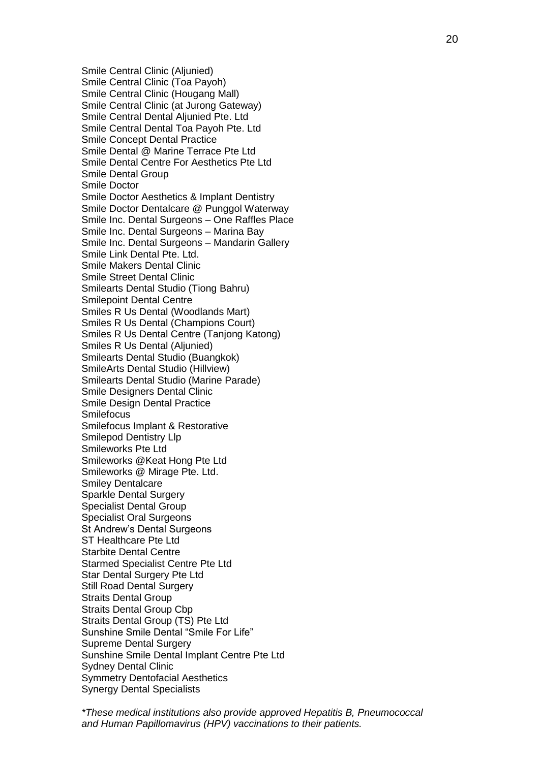Smile Central Clinic (Aljunied)  
Smile Central Clinic (Toa Payoh)  
Smile Central Clinic (Hougang Mall)  
Smile Central Clinic (at Jurong Gateway)  
Smile Central Dental Aljunied Pte. Ltd  
Smile Central Dental Toa Payoh Pte. Ltd  
Smile Concept Dental Practice  
Smile Dental @ Marine Terrace Pte Ltd  
Smile Dental Centre For Aesthetics Pte Ltd  
Smile Dental Group  
Smile Doctor  
Smile Doctor Aesthetics & Implant Dentistry  
Smile Doctor Dentalcare @ Punggol Waterway  
Smile Inc. Dental Surgeons – One Raffles Place  
Smile Inc. Dental Surgeons – Marina Bay  
Smile Inc. Dental Surgeons – Mandarin Gallery  
Smile Link Dental Pte. Ltd.  
Smile Makers Dental Clinic  
Smile Street Dental Clinic  
Smilearts Dental Studio (Tiong Bahru)  
Smilepoint Dental Centre  
Smiles R Us Dental (Woodlands Mart)  
Smiles R Us Dental (Champions Court)  
Smiles R Us Dental Centre (Tanjong Katong)  
Smiles R Us Dental (Aljunied)  
Smilearts Dental Studio (Buangkok)  
SmileArts Dental Studio (Hillview)  
Smilearts Dental Studio (Marine Parade)  
Smile Designers Dental Clinic  
Smile Design Dental Practice  
Smilefocus  
Smilefocus Implant & Restorative  
Smilepod Dentistry Llp  
Smileworks Pte Ltd  
Smileworks @Keat Hong Pte Ltd  
Smileworks @ Mirage Pte. Ltd.  
Smiley Dentalcare  
Sparkle Dental Surgery  
Specialist Dental Group  
Specialist Oral Surgeons  
St Andrew's Dental Surgeons  
ST Healthcare Pte Ltd  
Starbite Dental Centre  
Starmed Specialist Centre Pte Ltd  
Star Dental Surgery Pte Ltd  
Still Road Dental Surgery  
Straits Dental Group  
Straits Dental Group Cbp  
Straits Dental Group (TS) Pte Ltd  
Sunshine Smile Dental "Smile For Life"  
Supreme Dental Surgery  
Sunshine Smile Dental Implant Centre Pte Ltd  
Sydney Dental Clinic  
Symmetry Dentofacial Aesthetics  
Synergy Dental Specialists

*\*These medical institutions also provide approved Hepatitis B, Pneumococcal and Human Papillomavirus (HPV) vaccinations to their patients.*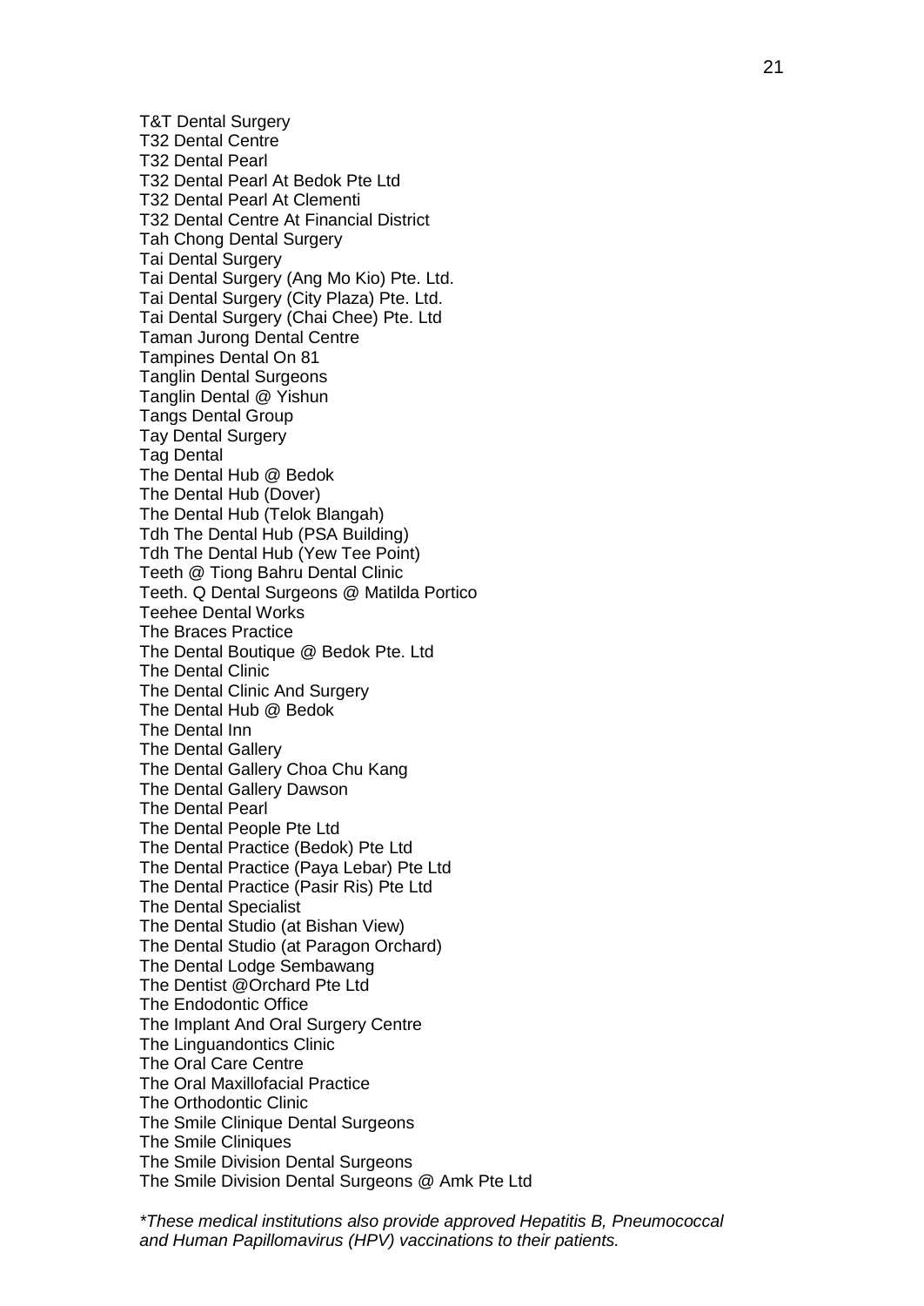T&T Dental Surgery
T32 Dental Centre
T32 Dental Pearl
T32 Dental Pearl At Bedok Pte Ltd
T32 Dental Pearl At Clementi
T32 Dental Centre At Financial District
Tah Chong Dental Surgery
Tai Dental Surgery
Tai Dental Surgery (Ang Mo Kio) Pte. Ltd.
Tai Dental Surgery (City Plaza) Pte. Ltd.
Tai Dental Surgery (Chai Chee) Pte. Ltd
Taman Jurong Dental Centre
Tampines Dental On 81
Tanglin Dental Surgeons
Tanglin Dental @ Yishun
Tangs Dental Group
Tay Dental Surgery
Tag Dental
The Dental Hub @ Bedok
The Dental Hub (Dover)
The Dental Hub (Telok Blangah)
Tdh The Dental Hub (PSA Building)
Tdh The Dental Hub (Yew Tee Point)
Teeth @ Tiong Bahru Dental Clinic
Teeth. Q Dental Surgeons @ Matilda Portico
Teehee Dental Works
The Braces Practice
The Dental Boutique @ Bedok Pte. Ltd
The Dental Clinic
The Dental Clinic And Surgery
The Dental Hub @ Bedok
The Dental Inn
The Dental Gallery
The Dental Gallery Choa Chu Kang
The Dental Gallery Dawson
The Dental Pearl
The Dental People Pte Ltd
The Dental Practice (Bedok) Pte Ltd
The Dental Practice (Paya Lebar) Pte Ltd
The Dental Practice (Pasir Ris) Pte Ltd
The Dental Specialist
The Dental Studio (at Bishan View)
The Dental Studio (at Paragon Orchard)
The Dental Lodge Sembawang
The Dentist @Orchard Pte Ltd
The Endodontic Office
The Implant And Oral Surgery Centre
The Linguandontics Clinic
The Oral Care Centre
The Oral Maxillofacial Practice
The Orthodontic Clinic
The Smile Clinique Dental Surgeons
The Smile Cliniques
The Smile Division Dental Surgeons
The Smile Division Dental Surgeons @ Amk Pte Ltd

*\*These medical institutions also provide approved Hepatitis B, Pneumococcal and Human Papillomavirus (HPV) vaccinations to their patients.*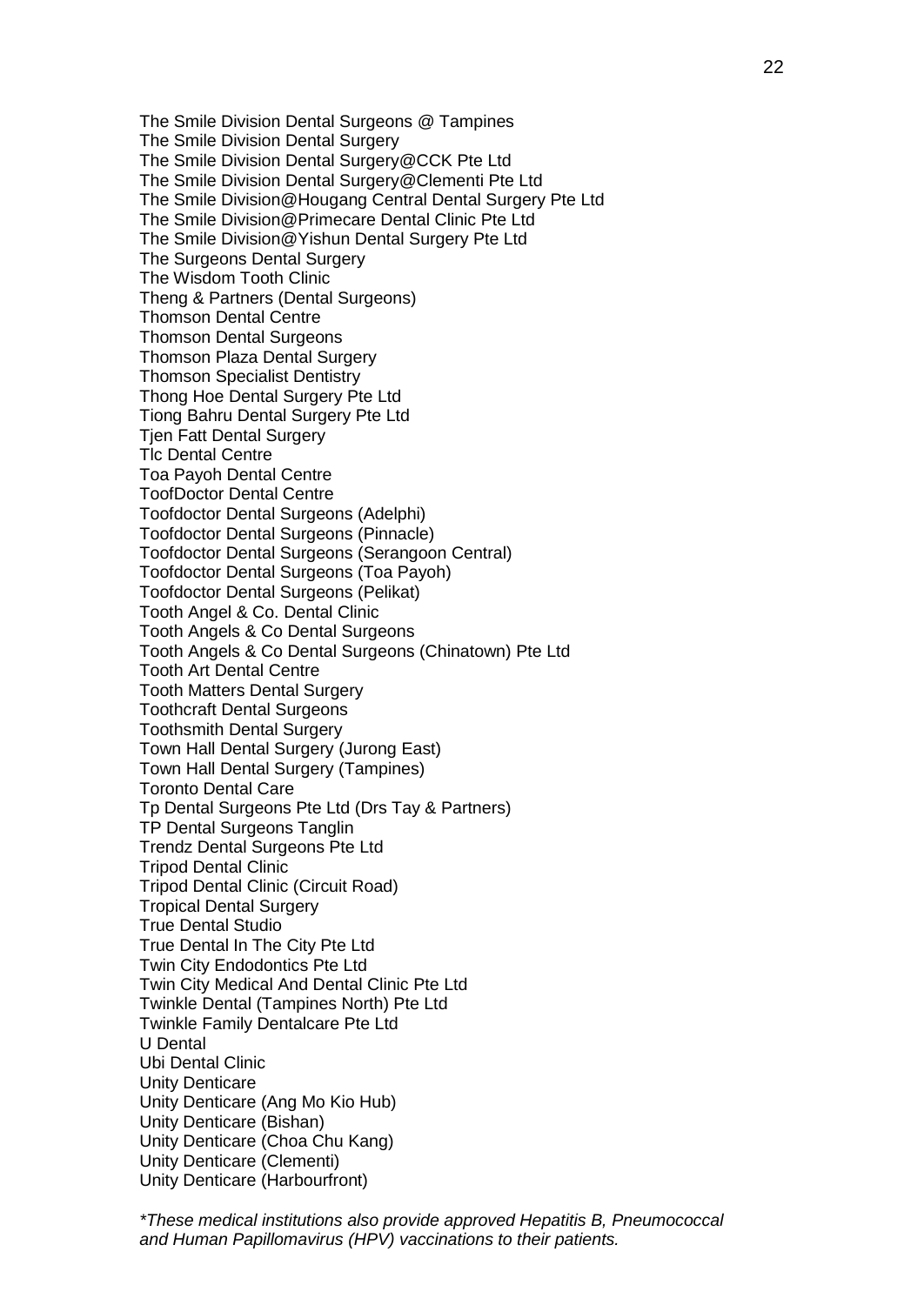The Smile Division Dental Surgeons @ Tampines
The Smile Division Dental Surgery
The Smile Division Dental Surgery@CCK Pte Ltd
The Smile Division Dental Surgery@Clementi Pte Ltd
The Smile Division@Hougang Central Dental Surgery Pte Ltd
The Smile Division@Primecare Dental Clinic Pte Ltd
The Smile Division@Yishun Dental Surgery Pte Ltd
The Surgeons Dental Surgery
The Wisdom Tooth Clinic
Theng & Partners (Dental Surgeons)
Thomson Dental Centre
Thomson Dental Surgeons
Thomson Plaza Dental Surgery
Thomson Specialist Dentistry
Thong Hoe Dental Surgery Pte Ltd
Tiong Bahru Dental Surgery Pte Ltd
Tjen Fatt Dental Surgery
Tlc Dental Centre
Toa Payoh Dental Centre
ToofDoctor Dental Centre
Toofdoctor Dental Surgeons (Adelphi)
Toofdoctor Dental Surgeons (Pinnacle)
Toofdoctor Dental Surgeons (Serangoon Central)
Toofdoctor Dental Surgeons (Toa Payoh)
Toofdoctor Dental Surgeons (Pelikat)
Tooth Angel & Co. Dental Clinic
Tooth Angels & Co Dental Surgeons
Tooth Angels & Co Dental Surgeons (Chinatown) Pte Ltd
Tooth Art Dental Centre
Tooth Matters Dental Surgery
Toothcraft Dental Surgeons
Toothsmith Dental Surgery
Town Hall Dental Surgery (Jurong East)
Town Hall Dental Surgery (Tampines)
Toronto Dental Care
Tp Dental Surgeons Pte Ltd (Drs Tay & Partners)
TP Dental Surgeons Tanglin
Trendz Dental Surgeons Pte Ltd
Tripod Dental Clinic
Tripod Dental Clinic (Circuit Road)
Tropical Dental Surgery
True Dental Studio
True Dental In The City Pte Ltd
Twin City Endodontics Pte Ltd
Twin City Medical And Dental Clinic Pte Ltd
Twinkle Dental (Tampines North) Pte Ltd
Twinkle Family Dentalcare Pte Ltd
U Dental
Ubi Dental Clinic
Unity Denticare
Unity Denticare (Ang Mo Kio Hub)
Unity Denticare (Bishan)
Unity Denticare (Choa Chu Kang)
Unity Denticare (Clementi)
Unity Denticare (Harbourfront)

*\*These medical institutions also provide approved Hepatitis B, Pneumococcal and Human Papillomavirus (HPV) vaccinations to their patients.*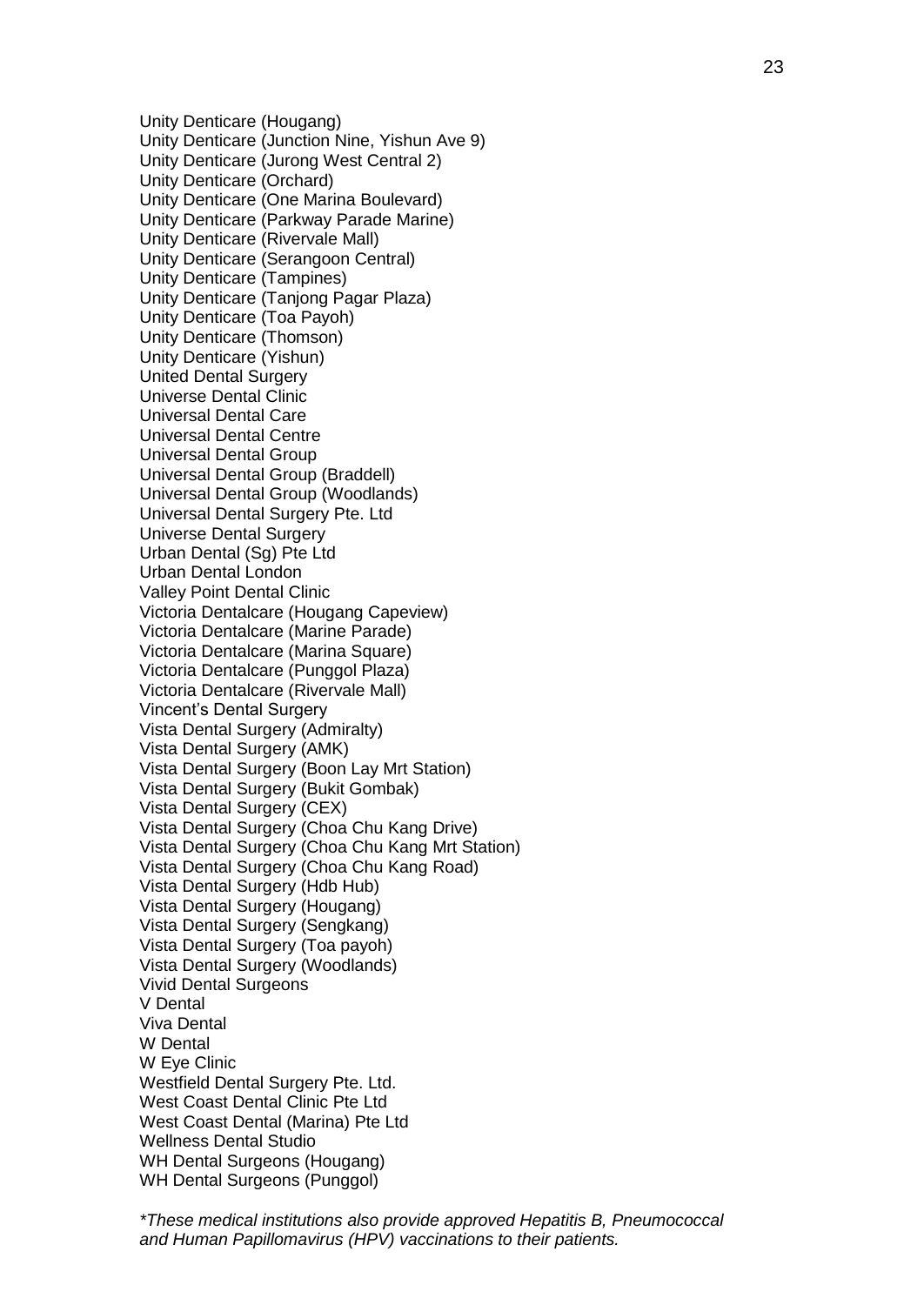Unity Denticare (Hougang)  
Unity Denticare (Junction Nine, Yishun Ave 9)  
Unity Denticare (Jurong West Central 2)  
Unity Denticare (Orchard)  
Unity Denticare (One Marina Boulevard)  
Unity Denticare (Parkway Parade Marine)  
Unity Denticare (Rivervale Mall)  
Unity Denticare (Serangoon Central)  
Unity Denticare (Tampines)  
Unity Denticare (Tanjong Pagar Plaza)  
Unity Denticare (Toa Payoh)  
Unity Denticare (Thomson)  
Unity Denticare (Yishun)  
United Dental Surgery  
Universe Dental Clinic  
Universal Dental Care  
Universal Dental Centre  
Universal Dental Group  
Universal Dental Group (Braddell)  
Universal Dental Group (Woodlands)  
Universal Dental Surgery Pte. Ltd  
Universe Dental Surgery  
Urban Dental (Sg) Pte Ltd  
Urban Dental London  
Valley Point Dental Clinic  
Victoria Dentalcare (Hougang Capeview)  
Victoria Dentalcare (Marine Parade)  
Victoria Dentalcare (Marina Square)  
Victoria Dentalcare (Punggol Plaza)  
Victoria Dentalcare (Rivervale Mall)  
Vincent's Dental Surgery  
Vista Dental Surgery (Admiralty)  
Vista Dental Surgery (AMK)  
Vista Dental Surgery (Boon Lay Mrt Station)  
Vista Dental Surgery (Bukit Gombak)  
Vista Dental Surgery (CEX)  
Vista Dental Surgery (Choa Chu Kang Drive)  
Vista Dental Surgery (Choa Chu Kang Mrt Station)  
Vista Dental Surgery (Choa Chu Kang Road)  
Vista Dental Surgery (Hdb Hub)  
Vista Dental Surgery (Hougang)  
Vista Dental Surgery (Sengkang)  
Vista Dental Surgery (Toa payoh)  
Vista Dental Surgery (Woodlands)  
Vivid Dental Surgeons  
V Dental  
Viva Dental  
W Dental  
W Eye Clinic  
Westfield Dental Surgery Pte. Ltd.  
West Coast Dental Clinic Pte Ltd  
West Coast Dental (Marina) Pte Ltd  
Wellness Dental Studio  
WH Dental Surgeons (Hougang)  
WH Dental Surgeons (Punggol)

*\*These medical institutions also provide approved Hepatitis B, Pneumococcal and Human Papillomavirus (HPV) vaccinations to their patients.*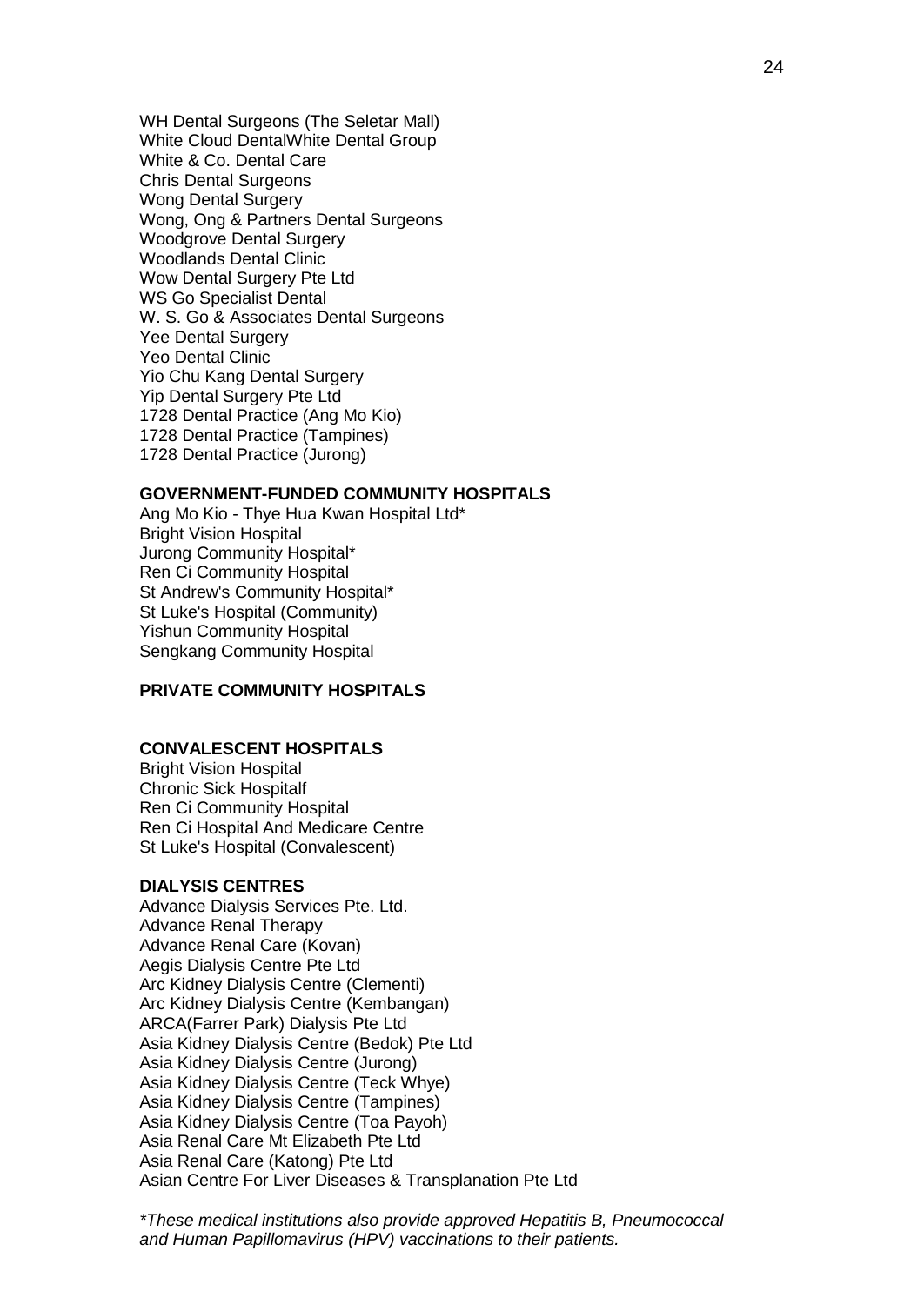WH Dental Surgeons (The Seletar Mall)
White Cloud DentalWhite Dental Group
White & Co. Dental Care
Chris Dental Surgeons
Wong Dental Surgery
Wong, Ong & Partners Dental Surgeons
Woodgrove Dental Surgery
Woodlands Dental Clinic
Wow Dental Surgery Pte Ltd
WS Go Specialist Dental
W. S. Go & Associates Dental Surgeons
Yee Dental Surgery
Yeo Dental Clinic
Yio Chu Kang Dental Surgery
Yip Dental Surgery Pte Ltd
1728 Dental Practice (Ang Mo Kio)
1728 Dental Practice (Tampines)
1728 Dental Practice (Jurong)

**GOVERNMENT-FUNDED COMMUNITY HOSPITALS**

Ang Mo Kio - Thye Hua Kwan Hospital Ltd*
Bright Vision Hospital
Jurong Community Hospital*
Ren Ci Community Hospital
St Andrew's Community Hospital*
St Luke's Hospital (Community)
Yishun Community Hospital
Sengkang Community Hospital

**PRIVATE COMMUNITY HOSPITALS**

**CONVALESCENT HOSPITALS**

Bright Vision Hospital
Chronic Sick Hospitalf
Ren Ci Community Hospital
Ren Ci Hospital And Medicare Centre
St Luke's Hospital (Convalescent)

**DIALYSIS CENTRES**

Advance Dialysis Services Pte. Ltd.
Advance Renal Therapy
Advance Renal Care (Kovan)
Aegis Dialysis Centre Pte Ltd
Arc Kidney Dialysis Centre (Clementi)
Arc Kidney Dialysis Centre (Kembangan)
ARCA(Farrer Park) Dialysis Pte Ltd
Asia Kidney Dialysis Centre (Bedok) Pte Ltd
Asia Kidney Dialysis Centre (Jurong)
Asia Kidney Dialysis Centre (Teck Whye)
Asia Kidney Dialysis Centre (Tampines)
Asia Kidney Dialysis Centre (Toa Payoh)
Asia Renal Care Mt Elizabeth Pte Ltd
Asia Renal Care (Katong) Pte Ltd
Asian Centre For Liver Diseases & Transplanation Pte Ltd

*\*These medical institutions also provide approved Hepatitis B, Pneumococcal and Human Papillomavirus (HPV) vaccinations to their patients.*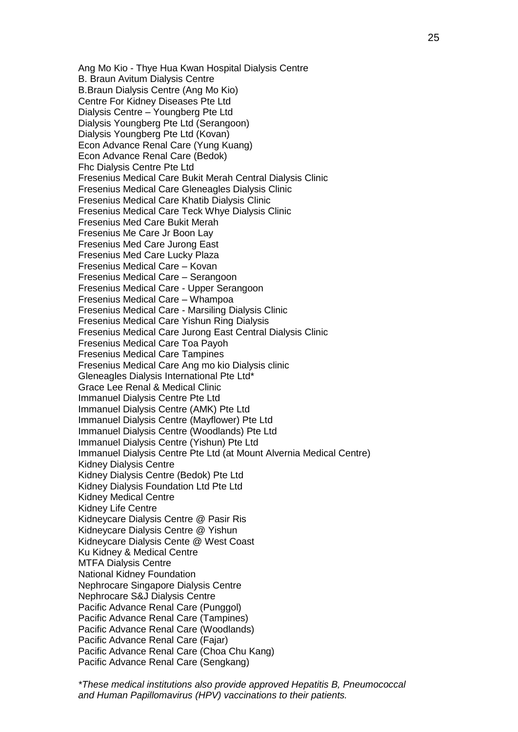Ang Mo Kio - Thye Hua Kwan Hospital Dialysis Centre
B. Braun Avitum Dialysis Centre
B.Braun Dialysis Centre (Ang Mo Kio)
Centre For Kidney Diseases Pte Ltd
Dialysis Centre – Youngberg Pte Ltd
Dialysis Youngberg Pte Ltd (Serangoon)
Dialysis Youngberg Pte Ltd (Kovan)
Econ Advance Renal Care (Yung Kuang)
Econ Advance Renal Care (Bedok)
Fhc Dialysis Centre Pte Ltd
Fresenius Medical Care Bukit Merah Central Dialysis Clinic
Fresenius Medical Care Gleneagles Dialysis Clinic
Fresenius Medical Care Khatib Dialysis Clinic
Fresenius Medical Care Teck Whye Dialysis Clinic
Fresenius Med Care Bukit Merah
Fresenius Me Care Jr Boon Lay
Fresenius Med Care Jurong East
Fresenius Med Care Lucky Plaza
Fresenius Medical Care – Kovan
Fresenius Medical Care – Serangoon
Fresenius Medical Care - Upper Serangoon
Fresenius Medical Care – Whampoa
Fresenius Medical Care - Marsiling Dialysis Clinic
Fresenius Medical Care Yishun Ring Dialysis
Fresenius Medical Care Jurong East Central Dialysis Clinic
Fresenius Medical Care Toa Payoh
Fresenius Medical Care Tampines
Fresenius Medical Care Ang mo kio Dialysis clinic
Gleneagles Dialysis International Pte Ltd*
Grace Lee Renal & Medical Clinic
Immanuel Dialysis Centre Pte Ltd
Immanuel Dialysis Centre (AMK) Pte Ltd
Immanuel Dialysis Centre (Mayflower) Pte Ltd
Immanuel Dialysis Centre (Woodlands) Pte Ltd
Immanuel Dialysis Centre (Yishun) Pte Ltd
Immanuel Dialysis Centre Pte Ltd (at Mount Alvernia Medical Centre)
Kidney Dialysis Centre
Kidney Dialysis Centre (Bedok) Pte Ltd
Kidney Dialysis Foundation Ltd Pte Ltd
Kidney Medical Centre
Kidney Life Centre
Kidneycare Dialysis Centre @ Pasir Ris
Kidneycare Dialysis Centre @ Yishun
Kidneycare Dialysis Cente @ West Coast
Ku Kidney & Medical Centre
MTFA Dialysis Centre
National Kidney Foundation
Nephrocare Singapore Dialysis Centre
Nephrocare S&J Dialysis Centre
Pacific Advance Renal Care (Punggol)
Pacific Advance Renal Care (Tampines)
Pacific Advance Renal Care (Woodlands)
Pacific Advance Renal Care (Fajar)
Pacific Advance Renal Care (Choa Chu Kang)
Pacific Advance Renal Care (Sengkang)

*\*These medical institutions also provide approved Hepatitis B, Pneumococcal and Human Papillomavirus (HPV) vaccinations to their patients.*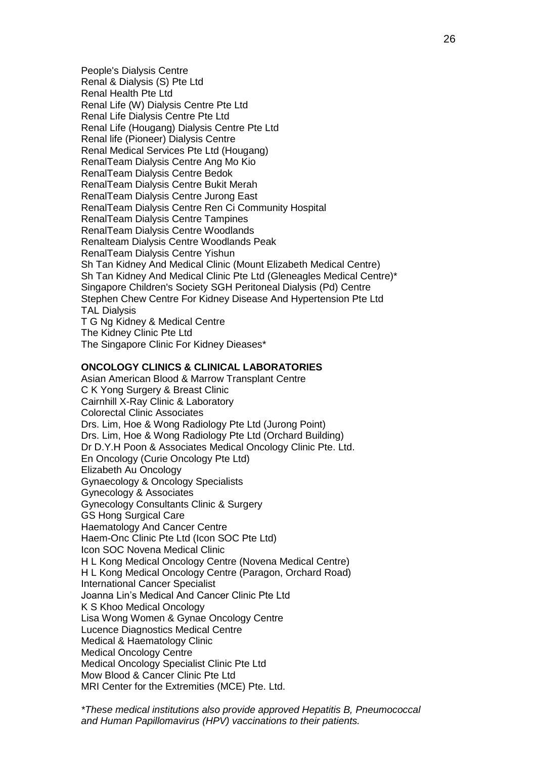People's Dialysis Centre
Renal & Dialysis (S) Pte Ltd
Renal Health Pte Ltd
Renal Life (W) Dialysis Centre Pte Ltd
Renal Life Dialysis Centre Pte Ltd
Renal Life (Hougang) Dialysis Centre Pte Ltd
Renal life (Pioneer) Dialysis Centre
Renal Medical Services Pte Ltd (Hougang)
RenalTeam Dialysis Centre Ang Mo Kio
RenalTeam Dialysis Centre Bedok
RenalTeam Dialysis Centre Bukit Merah
RenalTeam Dialysis Centre Jurong East
RenalTeam Dialysis Centre Ren Ci Community Hospital
RenalTeam Dialysis Centre Tampines
RenalTeam Dialysis Centre Woodlands
Renalteam Dialysis Centre Woodlands Peak
RenalTeam Dialysis Centre Yishun
Sh Tan Kidney And Medical Clinic (Mount Elizabeth Medical Centre)
Sh Tan Kidney And Medical Clinic Pte Ltd (Gleneagles Medical Centre)*
Singapore Children's Society SGH Peritoneal Dialysis (Pd) Centre
Stephen Chew Centre For Kidney Disease And Hypertension Pte Ltd
TAL Dialysis
T G Ng Kidney & Medical Centre
The Kidney Clinic Pte Ltd
The Singapore Clinic For Kidney Dieases*

**ONCOLOGY CLINICS & CLINICAL LABORATORIES**

Asian American Blood & Marrow Transplant Centre
C K Yong Surgery & Breast Clinic
Cairnhill X-Ray Clinic & Laboratory
Colorectal Clinic Associates
Drs. Lim, Hoe & Wong Radiology Pte Ltd (Jurong Point)
Drs. Lim, Hoe & Wong Radiology Pte Ltd (Orchard Building)
Dr D.Y.H Poon & Associates Medical Oncology Clinic Pte. Ltd.
En Oncology (Curie Oncology Pte Ltd)
Elizabeth Au Oncology
Gynaecology & Oncology Specialists
Gynecology & Associates
Gynecology Consultants Clinic & Surgery
GS Hong Surgical Care
Haematology And Cancer Centre
Haem-Onc Clinic Pte Ltd (Icon SOC Pte Ltd)
Icon SOC Novena Medical Clinic
H L Kong Medical Oncology Centre (Novena Medical Centre)
H L Kong Medical Oncology Centre (Paragon, Orchard Road)
International Cancer Specialist
Joanna Lin's Medical And Cancer Clinic Pte Ltd
K S Khoo Medical Oncology
Lisa Wong Women & Gynae Oncology Centre
Lucence Diagnostics Medical Centre
Medical & Haematology Clinic
Medical Oncology Centre
Medical Oncology Specialist Clinic Pte Ltd
Mow Blood & Cancer Clinic Pte Ltd
MRI Center for the Extremities (MCE) Pte. Ltd.

*\*These medical institutions also provide approved Hepatitis B, Pneumococcal and Human Papillomavirus (HPV) vaccinations to their patients.*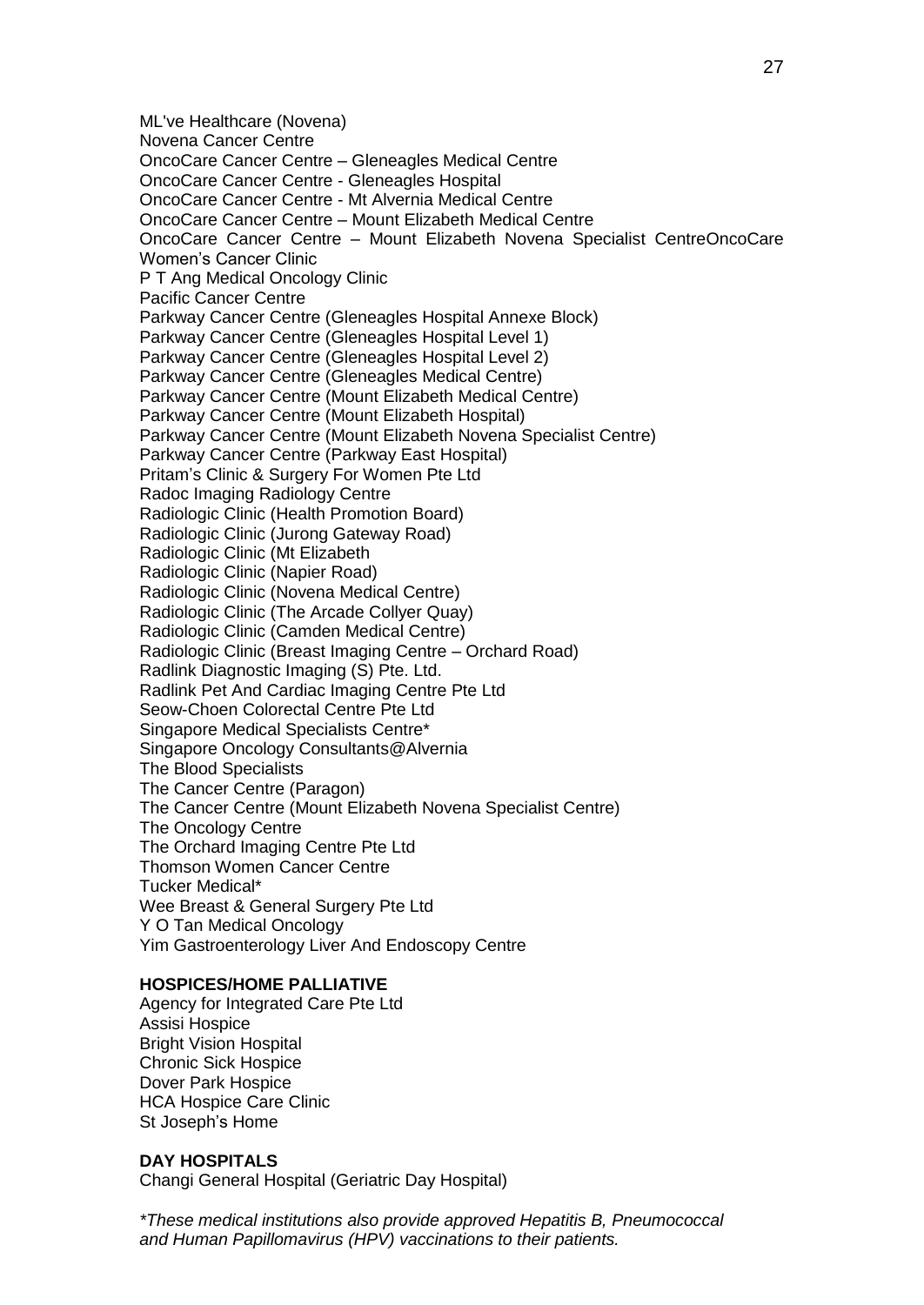ML've Healthcare (Novena)
Novena Cancer Centre
OncoCare Cancer Centre – Gleneagles Medical Centre
OncoCare Cancer Centre - Gleneagles Hospital
OncoCare Cancer Centre - Mt Alvernia Medical Centre
OncoCare Cancer Centre – Mount Elizabeth Medical Centre
OncoCare Cancer Centre – Mount Elizabeth Novena Specialist CentreOncoCare Women's Cancer Clinic
P T Ang Medical Oncology Clinic
Pacific Cancer Centre
Parkway Cancer Centre (Gleneagles Hospital Annexe Block)
Parkway Cancer Centre (Gleneagles Hospital Level 1)
Parkway Cancer Centre (Gleneagles Hospital Level 2)
Parkway Cancer Centre (Gleneagles Medical Centre)
Parkway Cancer Centre (Mount Elizabeth Medical Centre)
Parkway Cancer Centre (Mount Elizabeth Hospital)
Parkway Cancer Centre (Mount Elizabeth Novena Specialist Centre)
Parkway Cancer Centre (Parkway East Hospital)
Pritam's Clinic & Surgery For Women Pte Ltd
Radoc Imaging Radiology Centre
Radiologic Clinic (Health Promotion Board)
Radiologic Clinic (Jurong Gateway Road)
Radiologic Clinic (Mt Elizabeth
Radiologic Clinic (Napier Road)
Radiologic Clinic (Novena Medical Centre)
Radiologic Clinic (The Arcade Collyer Quay)
Radiologic Clinic (Camden Medical Centre)
Radiologic Clinic (Breast Imaging Centre – Orchard Road)
Radlink Diagnostic Imaging (S) Pte. Ltd.
Radlink Pet And Cardiac Imaging Centre Pte Ltd
Seow-Choen Colorectal Centre Pte Ltd
Singapore Medical Specialists Centre*
Singapore Oncology Consultants@Alvernia
The Blood Specialists
The Cancer Centre (Paragon)
The Cancer Centre (Mount Elizabeth Novena Specialist Centre)
The Oncology Centre
The Orchard Imaging Centre Pte Ltd
Thomson Women Cancer Centre
Tucker Medical*
Wee Breast & General Surgery Pte Ltd
Y O Tan Medical Oncology
Yim Gastroenterology Liver And Endoscopy Centre

**HOSPICES/HOME PALLIATIVE**

Agency for Integrated Care Pte Ltd
Assisi Hospice
Bright Vision Hospital
Chronic Sick Hospice
Dover Park Hospice
HCA Hospice Care Clinic
St Joseph's Home

**DAY HOSPITALS**

Changi General Hospital (Geriatric Day Hospital)

*\*These medical institutions also provide approved Hepatitis B, Pneumococcal and Human Papillomavirus (HPV) vaccinations to their patients.*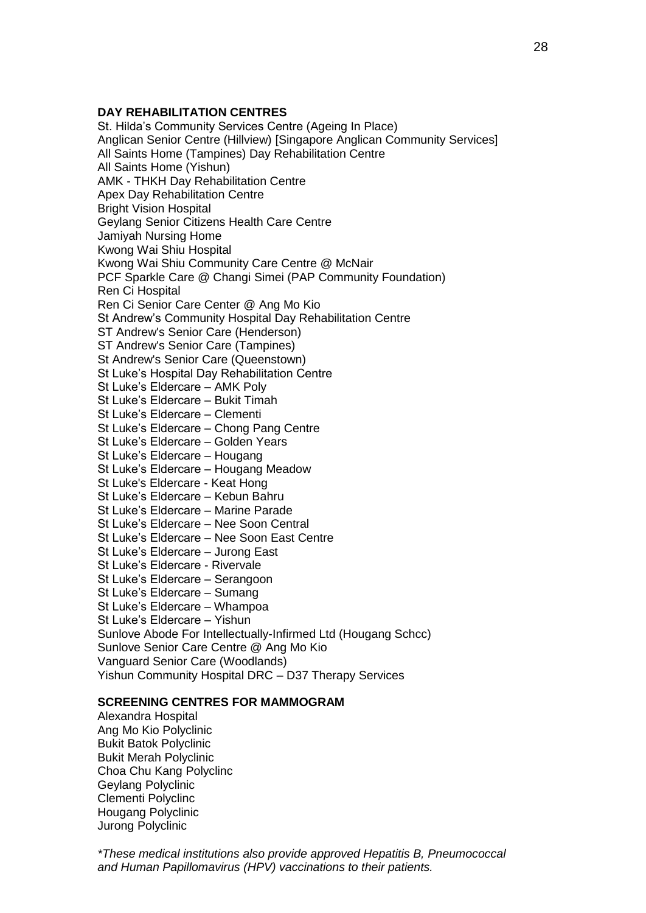**DAY REHABILITATION CENTRES**

St. Hilda's Community Services Centre (Ageing In Place)
Anglican Senior Centre (Hillview) [Singapore Anglican Community Services]
All Saints Home (Tampines) Day Rehabilitation Centre
All Saints Home (Yishun)
AMK - THKH Day Rehabilitation Centre
Apex Day Rehabilitation Centre
Bright Vision Hospital
Geylang Senior Citizens Health Care Centre
Jamiyah Nursing Home
Kwong Wai Shiu Hospital
Kwong Wai Shiu Community Care Centre @ McNair
PCF Sparkle Care @ Changi Simei (PAP Community Foundation)
Ren Ci Hospital
Ren Ci Senior Care Center @ Ang Mo Kio
St Andrew's Community Hospital Day Rehabilitation Centre
ST Andrew's Senior Care (Henderson)
ST Andrew's Senior Care (Tampines)
St Andrew's Senior Care (Queenstown)
St Luke's Hospital Day Rehabilitation Centre
St Luke's Eldercare – AMK Poly
St Luke's Eldercare – Bukit Timah
St Luke's Eldercare – Clementi
St Luke's Eldercare – Chong Pang Centre
St Luke's Eldercare – Golden Years
St Luke's Eldercare – Hougang
St Luke's Eldercare – Hougang Meadow
St Luke's Eldercare - Keat Hong
St Luke's Eldercare – Kebun Bahru
St Luke's Eldercare – Marine Parade
St Luke's Eldercare – Nee Soon Central
St Luke's Eldercare – Nee Soon East Centre
St Luke's Eldercare – Jurong East
St Luke's Eldercare - Rivervale
St Luke's Eldercare – Serangoon
St Luke's Eldercare – Sumang
St Luke's Eldercare – Whampoa
St Luke's Eldercare – Yishun
Sunlove Abode For Intellectually-Infirmed Ltd (Hougang Schcc)
Sunlove Senior Care Centre @ Ang Mo Kio
Vanguard Senior Care (Woodlands)
Yishun Community Hospital DRC – D37 Therapy Services

**SCREENING CENTRES FOR MAMMOGRAM**

Alexandra Hospital
Ang Mo Kio Polyclinic
Bukit Batok Polyclinic
Bukit Merah Polyclinic
Choa Chu Kang Polyclinc
Geylang Polyclinic
Clementi Polyclinc
Hougang Polyclinic
Jurong Polyclinic

*\*These medical institutions also provide approved Hepatitis B, Pneumococcal and Human Papillomavirus (HPV) vaccinations to their patients.*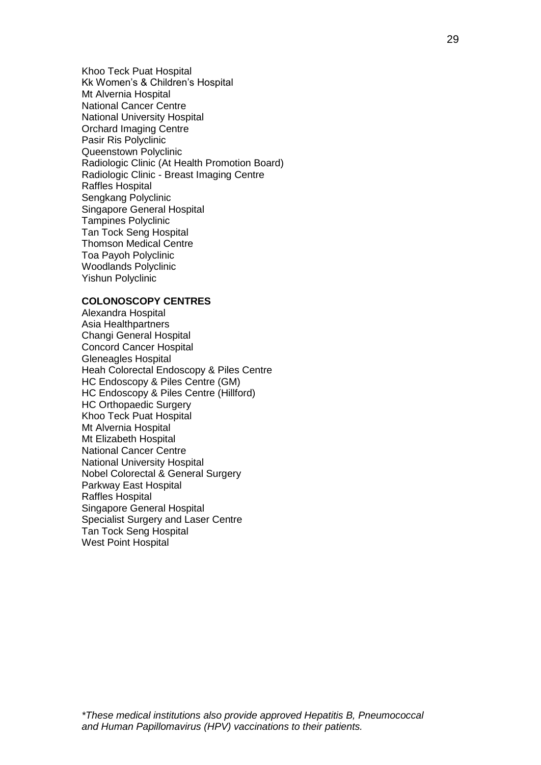Khoo Teck Puat Hospital
Kk Women's & Children's Hospital
Mt Alvernia Hospital
National Cancer Centre
National University Hospital
Orchard Imaging Centre
Pasir Ris Polyclinic
Queenstown Polyclinic
Radiologic Clinic (At Health Promotion Board)
Radiologic Clinic - Breast Imaging Centre
Raffles Hospital
Sengkang Polyclinic
Singapore General Hospital
Tampines Polyclinic
Tan Tock Seng Hospital
Thomson Medical Centre
Toa Payoh Polyclinic
Woodlands Polyclinic
Yishun Polyclinic

**COLONOSCOPY CENTRES**

Alexandra Hospital
Asia Healthpartners
Changi General Hospital
Concord Cancer Hospital
Gleneagles Hospital
Heah Colorectal Endoscopy & Piles Centre
HC Endoscopy & Piles Centre (GM)
HC Endoscopy & Piles Centre (Hillford)
HC Orthopaedic Surgery
Khoo Teck Puat Hospital
Mt Alvernia Hospital
Mt Elizabeth Hospital
National Cancer Centre
National University Hospital
Nobel Colorectal & General Surgery
Parkway East Hospital
Raffles Hospital
Singapore General Hospital
Specialist Surgery and Laser Centre
Tan Tock Seng Hospital
West Point Hospital

*\*These medical institutions also provide approved Hepatitis B, Pneumococcal and Human Papillomavirus (HPV) vaccinations to their patients.*